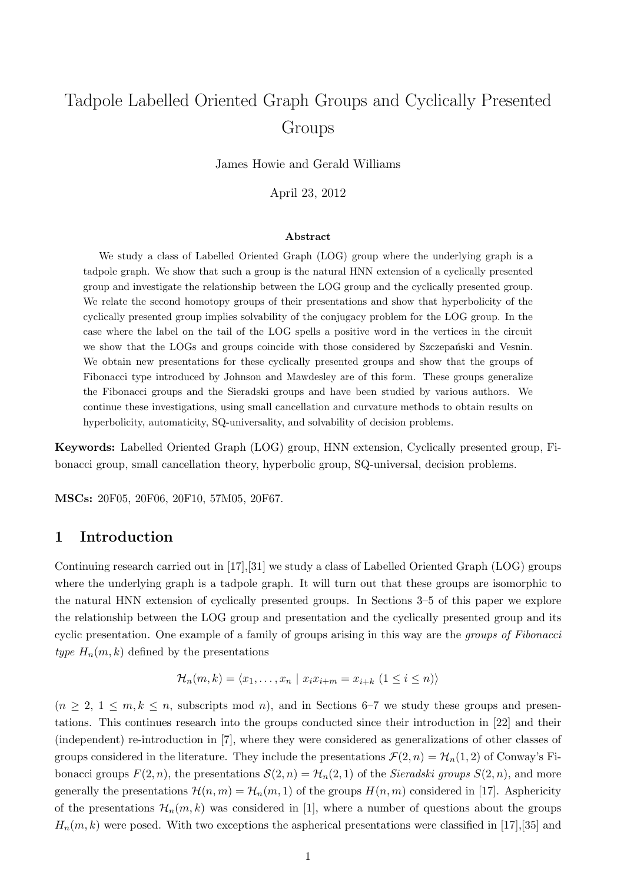# Tadpole Labelled Oriented Graph Groups and Cyclically Presented Groups

James Howie and Gerald Williams

April 23, 2012

### Abstract

We study a class of Labelled Oriented Graph (LOG) group where the underlying graph is a tadpole graph. We show that such a group is the natural HNN extension of a cyclically presented group and investigate the relationship between the LOG group and the cyclically presented group. We relate the second homotopy groups of their presentations and show that hyperbolicity of the cyclically presented group implies solvability of the conjugacy problem for the LOG group. In the case where the label on the tail of the LOG spells a positive word in the vertices in the circuit we show that the LOGs and groups coincide with those considered by Szczepański and Vesnin. We obtain new presentations for these cyclically presented groups and show that the groups of Fibonacci type introduced by Johnson and Mawdesley are of this form. These groups generalize the Fibonacci groups and the Sieradski groups and have been studied by various authors. We continue these investigations, using small cancellation and curvature methods to obtain results on hyperbolicity, automaticity, SQ-universality, and solvability of decision problems.

**Keywords:** Labelled Oriented Graph (LOG) group, HNN extension, Cyclically presented group, Fibonacci group, small cancellation theory, hyperbolic group, SQ-universal, decision problems.

**MSCs:** 20F05, 20F06, 20F10, 57M05, 20F67.

## 1 Introduction

Continuing research carried out in [17],[31] we study a class of Labelled Oriented Graph (LOG) groups where the underlying graph is a tadpole graph. It will turn out that these groups are isomorphic to the natural HNN extension of cyclically presented groups. In Sections 3–5 of this paper we explore the relationship between the LOG group and presentation and the cyclically presented group and its cyclic presentation. One example of a family of groups arising in this way are the *groups of Fibonacci type* $H_n(m,k)$ defined by the presentations

$$\mathcal{H}_n(m,k) = \langle x_1, \ldots, x_n \mid x_i x_{i+m} = x_{i+k} \ (1 \leq i \leq n) \rangle$$

($n \geq 2$, $1 \leq m, k \leq n$, subscripts mod $n$), and in Sections 6–7 we study these groups and presentations. This continues research into the groups conducted since their introduction in [22] and their (independent) re-introduction in [7], where they were considered as generalizations of other classes of groups considered in the literature. They include the presentations $\mathcal{F}(2,n) = \mathcal{H}_n(1,2)$ of Conway's Fibonacci groups $F(2,n)$, the presentations $\mathcal{S}(2,n) = \mathcal{H}_n(2,1)$ of the *Sieradski groups* $S(2,n)$, and more generally the presentations $\mathcal{H}(n,m) = \mathcal{H}_n(m,1)$ of the groups $H(n,m)$ considered in [17]. Asphericity of the presentations $\mathcal{H}_n(m,k)$ was considered in [1], where a number of questions about the groups $H_n(m,k)$ were posed. With two exceptions the aspherical presentations were classified in [17],[35] and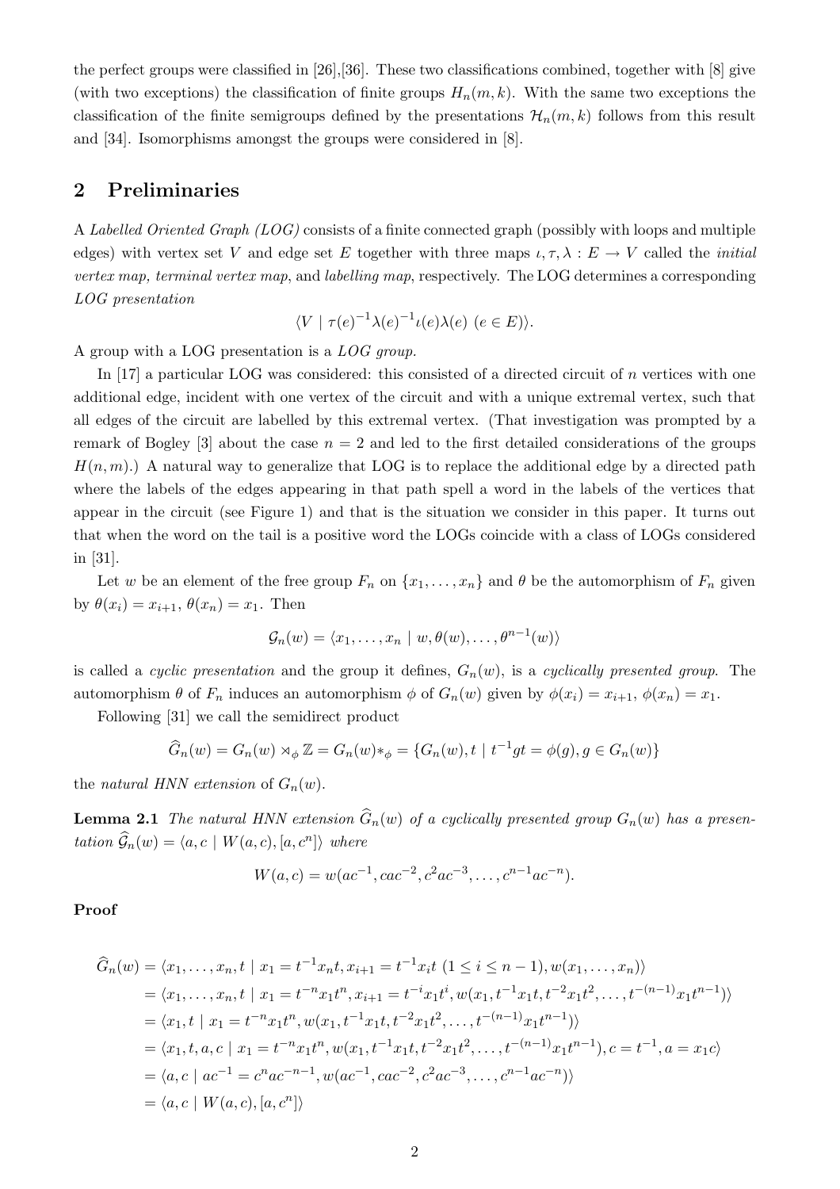the perfect groups were classified in [26],[36]. These two classifications combined, together with [8] give (with two exceptions) the classification of finite groups $H_n(m,k)$. With the same two exceptions the classification of the finite semigroups defined by the presentations $\mathcal{H}_n(m,k)$ follows from this result and [34]. Isomorphisms amongst the groups were considered in [8].

## 2 Preliminaries

A *Labelled Oriented Graph (LOG)* consists of a finite connected graph (possibly with loops and multiple edges) with vertex set $V$ and edge set $E$ together with three maps $\iota, \tau, \lambda : E \to V$ called the *initial vertex map, terminal vertex map*, and *labelling map*, respectively. The LOG determines a corresponding *LOG presentation*

$$\langle V \mid \tau(e)^{-1}\lambda(e)^{-1}\iota(e)\lambda(e)\ (e \in E)\rangle.$$

A group with a LOG presentation is a *LOG group.*

In [17] a particular LOG was considered: this consisted of a directed circuit of $n$ vertices with one additional edge, incident with one vertex of the circuit and with a unique extremal vertex, such that all edges of the circuit are labelled by this extremal vertex. (That investigation was prompted by a remark of Bogley [3] about the case $n=2$ and led to the first detailed considerations of the groups $H(n,m)$.) A natural way to generalize that LOG is to replace the additional edge by a directed path where the labels of the edges appearing in that path spell a word in the labels of the vertices that appear in the circuit (see Figure 1) and that is the situation we consider in this paper. It turns out that when the word on the tail is a positive word the LOGs coincide with a class of LOGs considered in [31].

Let $w$ be an element of the free group $F_n$ on $\{x_1,\ldots,x_n\}$ and $\theta$ be the automorphism of $F_n$ given by $\theta(x_i)=x_{i+1}$, $\theta(x_n)=x_1$. Then

$$\mathcal{G}_n(w) = \langle x_1,\ldots,x_n \mid w, \theta(w), \ldots, \theta^{n-1}(w)\rangle$$

is called a *cyclic presentation* and the group it defines, $G_n(w)$, is a *cyclically presented group.* The automorphism $\theta$ of $F_n$ induces an automorphism $\phi$ of $G_n(w)$ given by $\phi(x_i)=x_{i+1}$, $\phi(x_n)=x_1$.

Following [31] we call the semidirect product

$$\widehat{G}_n(w) = G_n(w) \rtimes_\phi \mathbb{Z} = G_n(w)*_\phi = \{G_n(w), t \mid t^{-1}gt = \phi(g), g \in G_n(w)\}$$

the *natural HNN extension* of $G_n(w)$.

**Lemma 2.1** *The natural HNN extension $\widehat{G}_n(w)$ of a cyclically presented group $G_n(w)$ has a presentation $\widehat{\mathcal{G}}_n(w) = \langle a,c \mid W(a,c), [a,c^n]\rangle$ where*

$$W(a,c) = w(ac^{-1}, cac^{-2}, c^2ac^{-3}, \ldots, c^{n-1}ac^{-n}).$$

**Proof**

$$\begin{aligned}
\widehat{G}_n(w) &= \langle x_1,\ldots,x_n,t \mid x_1 = t^{-1}x_nt, x_{i+1} = t^{-1}x_it\ (1 \le i \le n-1), w(x_1,\ldots,x_n)\rangle \\
&= \langle x_1,\ldots,x_n,t \mid x_1 = t^{-n}x_1t^n, x_{i+1} = t^{-i}x_1t^i, w(x_1, t^{-1}x_1t, t^{-2}x_1t^2, \ldots, t^{-(n-1)}x_1t^{n-1})\rangle \\
&= \langle x_1,t \mid x_1 = t^{-n}x_1t^n, w(x_1, t^{-1}x_1t, t^{-2}x_1t^2, \ldots, t^{-(n-1)}x_1t^{n-1})\rangle \\
&= \langle x_1,t,a,c \mid x_1 = t^{-n}x_1t^n, w(x_1, t^{-1}x_1t, t^{-2}x_1t^2, \ldots, t^{-(n-1)}x_1t^{n-1}), c = t^{-1}, a = x_1c\rangle \\
&= \langle a,c \mid ac^{-1} = c^nac^{-n-1}, w(ac^{-1}, cac^{-2}, c^2ac^{-3}, \ldots, c^{n-1}ac^{-n})\rangle \\
&= \langle a,c \mid W(a,c), [a,c^n]\rangle
\end{aligned}$$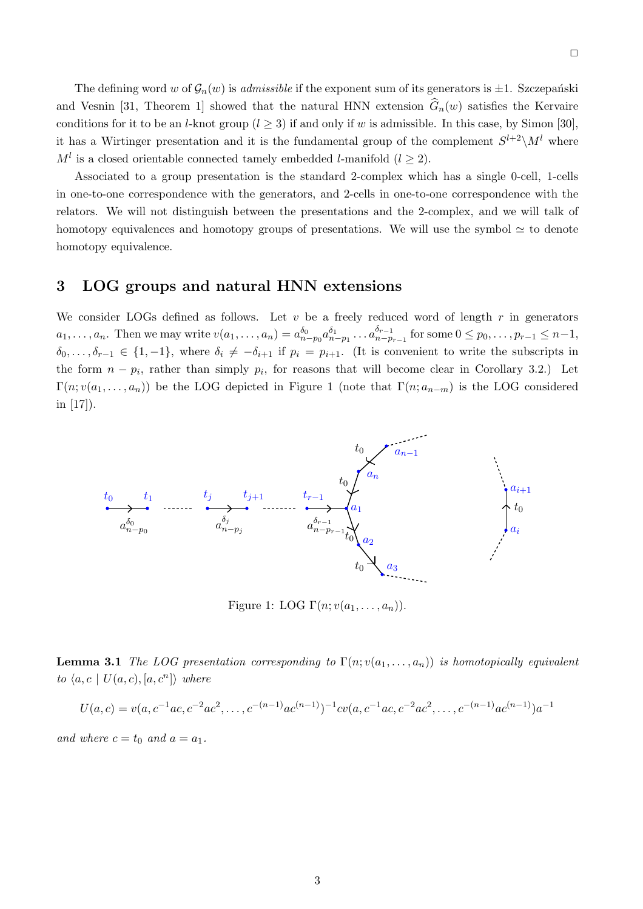□

The defining word $w$ of $\mathcal{G}_n(w)$ is *admissible* if the exponent sum of its generators is $\pm 1$. Szczepański and Vesnin [31, Theorem 1] showed that the natural HNN extension $\widehat{G}_n(w)$ satisfies the Kervaire conditions for it to be an $l$-knot group ($l \geq 3$) if and only if $w$ is admissible. In this case, by Simon [30], it has a Wirtinger presentation and it is the fundamental group of the complement $S^{l+2} \backslash M^l$ where $M^l$ is a closed orientable connected tamely embedded $l$-manifold ($l \geq 2$).

Associated to a group presentation is the standard 2-complex which has a single 0-cell, 1-cells in one-to-one correspondence with the generators, and 2-cells in one-to-one correspondence with the relators. We will not distinguish between the presentations and the 2-complex, and we will talk of homotopy equivalences and homotopy groups of presentations. We will use the symbol $\simeq$ to denote homotopy equivalence.

## 3 LOG groups and natural HNN extensions

We consider LOGs defined as follows. Let $v$ be a freely reduced word of length $r$ in generators $a_1, \ldots, a_n$. Then we may write $v(a_1, \ldots, a_n) = a_{n-p_0}^{\delta_0} a_{n-p_1}^{\delta_1} \ldots a_{n-p_{r-1}}^{\delta_{r-1}}$ for some $0 \leq p_0, \ldots, p_{r-1} \leq n-1$, $\delta_0, \ldots, \delta_{r-1} \in \{1, -1\}$, where $\delta_i \neq -\delta_{i+1}$ if $p_i = p_{i+1}$. (It is convenient to write the subscripts in the form $n - p_i$, rather than simply $p_i$, for reasons that will become clear in Corollary 3.2.) Let $\Gamma(n; v(a_1, \ldots, a_n))$ be the LOG depicted in Figure 1 (note that $\Gamma(n; a_{n-m})$ is the LOG considered in [17]).

Figure 1: LOG $\Gamma(n; v(a_1, \ldots, a_n))$.

**Lemma 3.1** *The LOG presentation corresponding to $\Gamma(n; v(a_1, \ldots, a_n))$ is homotopically equivalent to $\langle a, c \mid U(a, c), [a, c^n] \rangle$ where*

$$U(a,c) = v(a, c^{-1}ac, c^{-2}ac^2, \ldots, c^{-(n-1)}ac^{(n-1)})^{-1} c v(a, c^{-1}ac, c^{-2}ac^2, \ldots, c^{-(n-1)}ac^{(n-1)}) a^{-1}$$

*and where $c = t_0$ and $a = a_1$.*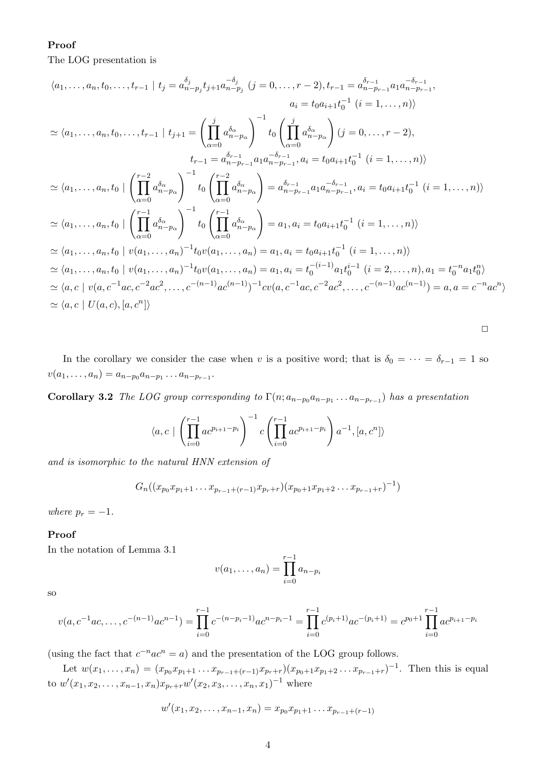**Proof**

The LOG presentation is

$$
\begin{aligned}
&\langle a_1,\ldots,a_n,t_0,\ldots,t_{r-1} \mid t_j = a_{n-p_j}^{\delta_j} t_{j+1} a_{n-p_j}^{-\delta_j}\ (j=0,\ldots,r-2), t_{r-1} = a_{n-p_{r-1}}^{\delta_{r-1}} a_1 a_{n-p_{r-1}}^{-\delta_{r-1}},\\
&\qquad\qquad a_i = t_0 a_{i+1} t_0^{-1}\ (i=1,\ldots,n)\rangle\\
&\simeq \langle a_1,\ldots,a_n,t_0,\ldots,t_{r-1} \mid t_{j+1} = \left(\prod_{\alpha=0}^{j} a_{n-p_\alpha}^{\delta_\alpha}\right)^{-1} t_0 \left(\prod_{\alpha=0}^{j} a_{n-p_\alpha}^{\delta_\alpha}\right) (j=0,\ldots,r-2),\\
&\qquad\qquad t_{r-1} = a_{n-p_{r-1}}^{\delta_{r-1}} a_1 a_{n-p_{r-1}}^{-\delta_{r-1}}, a_i = t_0 a_{i+1} t_0^{-1}\ (i=1,\ldots,n)\rangle\\
&\simeq \langle a_1,\ldots,a_n,t_0 \mid \left(\prod_{\alpha=0}^{r-2} a_{n-p_\alpha}^{\delta_\alpha}\right)^{-1} t_0 \left(\prod_{\alpha=0}^{r-2} a_{n-p_\alpha}^{\delta_\alpha}\right) = a_{n-p_{r-1}}^{\delta_{r-1}} a_1 a_{n-p_{r-1}}^{-\delta_{r-1}}, a_i = t_0 a_{i+1} t_0^{-1}\ (i=1,\ldots,n)\rangle\\
&\simeq \langle a_1,\ldots,a_n,t_0 \mid \left(\prod_{\alpha=0}^{r-1} a_{n-p_\alpha}^{\delta_\alpha}\right)^{-1} t_0 \left(\prod_{\alpha=0}^{r-1} a_{n-p_\alpha}^{\delta_\alpha}\right) = a_1, a_i = t_0 a_{i+1} t_0^{-1}\ (i=1,\ldots,n)\rangle\\
&\simeq \langle a_1,\ldots,a_n,t_0 \mid v(a_1,\ldots,a_n)^{-1} t_0 v(a_1,\ldots,a_n) = a_1, a_i = t_0 a_{i+1} t_0^{-1}\ (i=1,\ldots,n)\rangle\\
&\simeq \langle a_1,\ldots,a_n,t_0 \mid v(a_1,\ldots,a_n)^{-1} t_0 v(a_1,\ldots,a_n) = a_1, a_i = t_0^{-(i-1)} a_1 t_0^{i-1}\ (i=2,\ldots,n), a_1 = t_0^{-n} a_1 t_0^{n}\rangle\\
&\simeq \langle a,c \mid v(a,c^{-1}ac,c^{-2}ac^2,\ldots,c^{-(n-1)}ac^{(n-1)})^{-1} c v(a,c^{-1}ac,c^{-2}ac^2,\ldots,c^{-(n-1)}ac^{(n-1)}) = a, a = c^{-n}ac^n\rangle\\
&\simeq \langle a,c \mid U(a,c),[a,c^n]\rangle
\end{aligned}
$$

□

In the corollary we consider the case when $v$ is a positive word; that is $\delta_0 = \cdots = \delta_{r-1} = 1$ so $v(a_1,\ldots,a_n) = a_{n-p_0} a_{n-p_1} \ldots a_{n-p_{r-1}}$.

**Corollary 3.2** *The LOG group corresponding to $\Gamma(n; a_{n-p_0} a_{n-p_1} \ldots a_{n-p_{r-1}})$ has a presentation*

$$
\langle a,c \mid \left(\prod_{i=0}^{r-1} ac^{p_{i+1}-p_i}\right)^{-1} c \left(\prod_{i=0}^{r-1} ac^{p_{i+1}-p_i}\right) a^{-1}, [a,c^n]\rangle
$$

*and is isomorphic to the natural HNN extension of*

$$
G_n((x_{p_0} x_{p_1+1} \ldots x_{p_{r-1}+(r-1)} x_{p_r+r})(x_{p_0+1} x_{p_1+2} \ldots x_{p_{r-1}+r})^{-1})
$$

*where $p_r = -1$.*

**Proof**

In the notation of Lemma 3.1

$$
v(a_1,\ldots,a_n) = \prod_{i=0}^{r-1} a_{n-p_i}
$$

so

$$
v(a,c^{-1}ac,\ldots,c^{-(n-1)}ac^{n-1}) = \prod_{i=0}^{r-1} c^{-(n-p_i-1)} ac^{n-p_i-1} = \prod_{i=0}^{r-1} c^{(p_i+1)} ac^{-(p_i+1)} = c^{p_0+1} \prod_{i=0}^{r-1} ac^{p_{i+1}-p_i}
$$

(using the fact that $c^{-n}ac^n = a$) and the presentation of the LOG group follows.

Let $w(x_1,\ldots,x_n) = (x_{p_0} x_{p_1+1} \ldots x_{p_{r-1}+(r-1)} x_{p_r+r})(x_{p_0+1} x_{p_1+2} \ldots x_{p_{r-1}+r})^{-1}$. Then this is equal to $w'(x_1,x_2,\ldots,x_{n-1},x_n) x_{p_r+r} w'(x_2,x_3,\ldots,x_n,x_1)^{-1}$ where

$$
w'(x_1,x_2,\ldots,x_{n-1},x_n) = x_{p_0} x_{p_1+1} \ldots x_{p_{r-1}+(r-1)}
$$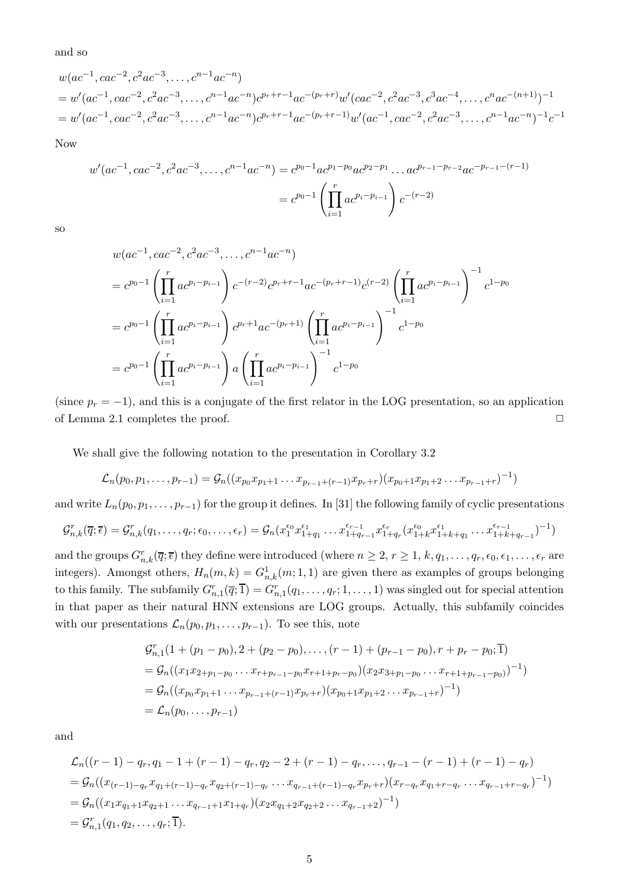and so

$$
\begin{aligned}
&w(ac^{-1}, cac^{-2}, c^2ac^{-3}, \ldots, c^{n-1}ac^{-n})\\
&= w'(ac^{-1}, cac^{-2}, c^2ac^{-3}, \ldots, c^{n-1}ac^{-n})c^{p_r+r-1}ac^{-(p_r+r)}w'(cac^{-2}, c^2ac^{-3}, c^3ac^{-4}, \ldots, c^nac^{-(n+1)})^{-1}\\
&= w'(ac^{-1}, cac^{-2}, c^2ac^{-3}, \ldots, c^{n-1}ac^{-n})c^{p_r+r-1}ac^{-(p_r+r-1)}w'(ac^{-1}, cac^{-2}, c^2ac^{-3}, \ldots, c^{n-1}ac^{-n})^{-1}c^{-1}
\end{aligned}
$$

Now

$$
\begin{aligned}
w'(ac^{-1}, cac^{-2}, c^2ac^{-3}, \ldots, c^{n-1}ac^{-n}) &= c^{p_0-1}ac^{p_1-p_0}ac^{p_2-p_1}\ldots ac^{p_{r-1}-p_{r-2}}ac^{-p_{r-1}-(r-1)}\\
&= c^{p_0-1}\left(\prod_{i=1}^{r} ac^{p_i-p_{i-1}}\right)c^{-(r-2)}
\end{aligned}
$$

so

$$
\begin{aligned}
&w(ac^{-1}, cac^{-2}, c^2ac^{-3}, \ldots, c^{n-1}ac^{-n})\\
&= c^{p_0-1}\left(\prod_{i=1}^{r} ac^{p_i-p_{i-1}}\right)c^{-(r-2)}c^{p_r+r-1}ac^{-(p_r+r-1)}c^{(r-2)}\left(\prod_{i=1}^{r} ac^{p_i-p_{i-1}}\right)^{-1}c^{1-p_0}\\
&= c^{p_0-1}\left(\prod_{i=1}^{r} ac^{p_i-p_{i-1}}\right)c^{p_r+1}ac^{-(p_r+1)}\left(\prod_{i=1}^{r} ac^{p_i-p_{i-1}}\right)^{-1}c^{1-p_0}\\
&= c^{p_0-1}\left(\prod_{i=1}^{r} ac^{p_i-p_{i-1}}\right)a\left(\prod_{i=1}^{r} ac^{p_i-p_{i-1}}\right)^{-1}c^{1-p_0}
\end{aligned}
$$

(since $p_r = -1$), and this is a conjugate of the first relator in the LOG presentation, so an application of Lemma 2.1 completes the proof. $\square$

We shall give the following notation to the presentation in Corollary 3.2

$$
\mathcal{L}_n(p_0, p_1, \ldots, p_{r-1}) = \mathcal{G}_n((x_{p_0}x_{p_1+1}\ldots x_{p_{r-1}+(r-1)}x_{p_r+r})(x_{p_0+1}x_{p_1+2}\ldots x_{p_{r-1}+r})^{-1})
$$

and write $L_n(p_0, p_1, \ldots, p_{r-1})$ for the group it defines. In [31] the following family of cyclic presentations

$$
\mathcal{G}^r_{n,k}(\overline{q};\overline{\epsilon}) = \mathcal{G}^r_{n,k}(q_1, \ldots, q_r; \epsilon_0, \ldots, \epsilon_r) = \mathcal{G}_n(x_1^{\epsilon_0}x_{1+q_1}^{\epsilon_1}\ldots x_{1+q_{r-1}}^{\epsilon_{r-1}}x_{1+q_r}^{\epsilon_r}(x_{1+k}^{\epsilon_0}x_{1+k+q_1}^{\epsilon_1}\ldots x_{1+k+q_{r-1}}^{\epsilon_{r-1}})^{-1})
$$

and the groups $G^r_{n,k}(\overline{q};\overline{\epsilon})$ they define were introduced (where $n \geq 2$, $r \geq 1$, $k, q_1, \ldots, q_r, \epsilon_0, \epsilon_1, \ldots, \epsilon_r$ are integers). Amongst others, $H_n(m,k) = G^1_{n,k}(m;1,1)$ are given there as examples of groups belonging to this family. The subfamily $G^r_{n,1}(\overline{q};\overline{1}) = G^r_{n,1}(q_1, \ldots, q_r; 1, \ldots, 1)$ was singled out for special attention in that paper as their natural HNN extensions are LOG groups. Actually, this subfamily coincides with our presentations $\mathcal{L}_n(p_0, p_1, \ldots, p_{r-1})$. To see this, note

$$
\begin{aligned}
&\mathcal{G}^r_{n,1}(1+(p_1-p_0), 2+(p_2-p_0), \ldots, (r-1)+(p_{r-1}-p_0), r+p_r-p_0; \overline{1})\\
&= \mathcal{G}_n((x_1x_{2+p_1-p_0}\ldots x_{r+p_{r-1}-p_0}x_{r+1+p_r-p_0})(x_2x_{3+p_1-p_0}\ldots x_{r+1+p_{r-1}-p_0}))^{-1})\\
&= \mathcal{G}_n((x_{p_0}x_{p_1+1}\ldots x_{p_{r-1}+(r-1)}x_{p_r+r})(x_{p_0+1}x_{p_1+2}\ldots x_{p_{r-1}+r})^{-1})\\
&= \mathcal{L}_n(p_0, \ldots, p_{r-1})
\end{aligned}
$$

and

$$
\begin{aligned}
&\mathcal{L}_n((r-1)-q_r, q_1-1+(r-1)-q_r, q_2-2+(r-1)-q_r, \ldots, q_{r-1}-(r-1)+(r-1)-q_r)\\
&= \mathcal{G}_n((x_{(r-1)-q_r}x_{q_1+(r-1)-q_r}x_{q_2+(r-1)-q_r}\cdots x_{q_{r-1}+(r-1)-q_r}x_{p_r+r})(x_{r-q_r}x_{q_1+r-q_r}\ldots x_{q_{r-1}+r-q_r})^{-1})\\
&= \mathcal{G}_n((x_1x_{q_1+1}x_{q_2+1}\ldots x_{q_{r-1}+1}x_{1+q_r})(x_2x_{q_1+2}x_{q_2+2}\ldots x_{q_{r-1}+2})^{-1})\\
&= \mathcal{G}^r_{n,1}(q_1, q_2, \ldots, q_r; \overline{1}).
\end{aligned}
$$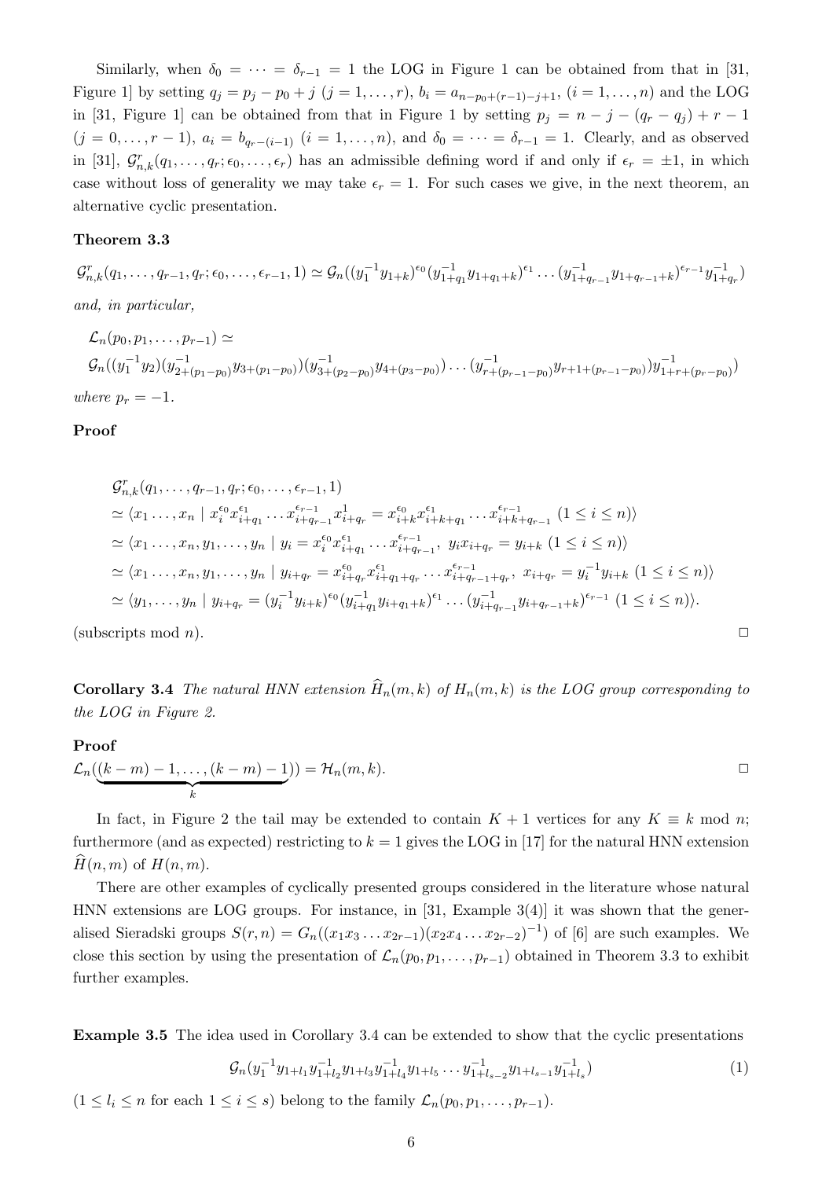Similarly, when $\delta_0 = \cdots = \delta_{r-1} = 1$ the LOG in Figure 1 can be obtained from that in [31, Figure 1] by setting $q_j = p_j - p_0 + j$ $(j = 1, \ldots, r)$, $b_i = a_{n-p_0+(r-1)-j+1}$, $(i = 1, \ldots, n)$ and the LOG in [31, Figure 1] can be obtained from that in Figure 1 by setting $p_j = n - j - (q_r - q_j) + r - 1$ $(j = 0, \ldots, r-1)$, $a_i = b_{q_r-(i-1)}$ $(i = 1, \ldots, n)$, and $\delta_0 = \cdots = \delta_{r-1} = 1$. Clearly, and as observed in [31], $\mathcal{G}^r_{n,k}(q_1, \ldots, q_r; \epsilon_0, \ldots, \epsilon_r)$ has an admissible defining word if and only if $\epsilon_r = \pm 1$, in which case without loss of generality we may take $\epsilon_r = 1$. For such cases we give, in the next theorem, an alternative cyclic presentation.

**Theorem 3.3**

$$\mathcal{G}^r_{n,k}(q_1, \ldots, q_{r-1}, q_r; \epsilon_0, \ldots, \epsilon_{r-1}, 1) \simeq \mathcal{G}_n((y_1^{-1}y_{1+k})^{\epsilon_0}(y_{1+q_1}^{-1}y_{1+q_1+k})^{\epsilon_1} \ldots (y_{1+q_{r-1}}^{-1}y_{1+q_{r-1}+k})^{\epsilon_{r-1}}y_{1+q_r}^{-1})$$

*and, in particular,*

$$\mathcal{L}_n(p_0, p_1, \ldots, p_{r-1}) \simeq$$
$$\mathcal{G}_n((y_1^{-1}y_2)(y_{2+(p_1-p_0)}^{-1}y_{3+(p_1-p_0)})(y_{3+(p_2-p_0)}^{-1}y_{4+(p_3-p_0)}) \ldots (y_{r+(p_{r-1}-p_0)}^{-1}y_{r+1+(p_{r-1}-p_0)})y_{1+r+(p_r-p_0)}^{-1})$$

*where $p_r = -1$.*

**Proof**

$$\begin{aligned}
&\mathcal{G}^r_{n,k}(q_1, \ldots, q_{r-1}, q_r; \epsilon_0, \ldots, \epsilon_{r-1}, 1) \\
&\simeq \langle x_1 \ldots, x_n \mid x_i^{\epsilon_0}x_{i+q_1}^{\epsilon_1} \ldots x_{i+q_{r-1}}^{\epsilon_{r-1}}x_{i+q_r}^{1} = x_{i+k}^{\epsilon_0}x_{i+k+q_1}^{\epsilon_1} \ldots x_{i+k+q_{r-1}}^{\epsilon_{r-1}} \ (1 \leq i \leq n)\rangle \\
&\simeq \langle x_1 \ldots, x_n, y_1, \ldots, y_n \mid y_i = x_i^{\epsilon_0}x_{i+q_1}^{\epsilon_1} \ldots x_{i+q_{r-1}}^{\epsilon_{r-1}}, \ y_i x_{i+q_r} = y_{i+k} \ (1 \leq i \leq n)\rangle \\
&\simeq \langle x_1 \ldots, x_n, y_1, \ldots, y_n \mid y_{i+q_r} = x_{i+q_r}^{\epsilon_0}x_{i+q_1+q_r}^{\epsilon_1} \ldots x_{i+q_{r-1}+q_r}^{\epsilon_{r-1}}, \ x_{i+q_r} = y_i^{-1}y_{i+k} \ (1 \leq i \leq n)\rangle \\
&\simeq \langle y_1, \ldots, y_n \mid y_{i+q_r} = (y_i^{-1}y_{i+k})^{\epsilon_0}(y_{i+q_1}^{-1}y_{i+q_1+k})^{\epsilon_1} \ldots (y_{i+q_{r-1}}^{-1}y_{i+q_{r-1}+k})^{\epsilon_{r-1}} \ (1 \leq i \leq n)\rangle.
\end{aligned}$$

(subscripts mod $n$). □

**Corollary 3.4** *The natural HNN extension $\widehat{H}_n(m, k)$ of $H_n(m, k)$ is the LOG group corresponding to the LOG in Figure 2.*

**Proof**

$$\mathcal{L}_n(\underbrace{(k-m)-1, \ldots, (k-m)-1}_{k}) = \mathcal{H}_n(m, k).$$ □

In fact, in Figure 2 the tail may be extended to contain $K + 1$ vertices for any $K \equiv k \bmod n$; furthermore (and as expected) restricting to $k = 1$ gives the LOG in [17] for the natural HNN extension $\widehat{H}(n, m)$ of $H(n, m)$.

There are other examples of cyclically presented groups considered in the literature whose natural HNN extensions are LOG groups. For instance, in [31, Example 3(4)] it was shown that the generalised Sieradski groups $S(r, n) = G_n((x_1x_3 \ldots x_{2r-1})(x_2x_4 \ldots x_{2r-2})^{-1})$ of [6] are such examples. We close this section by using the presentation of $\mathcal{L}_n(p_0, p_1, \ldots, p_{r-1})$ obtained in Theorem 3.3 to exhibit further examples.

**Example 3.5** The idea used in Corollary 3.4 can be extended to show that the cyclic presentations

$$\mathcal{G}_n(y_1^{-1}y_{1+l_1}y_{1+l_2}^{-1}y_{1+l_3}y_{1+l_4}^{-1}y_{1+l_5} \ldots y_{1+l_{s-2}}^{-1}y_{1+l_{s-1}}y_{1+l_s}^{-1}) \tag{1}$$

$(1 \leq l_i \leq n$ for each $1 \leq i \leq s)$ belong to the family $\mathcal{L}_n(p_0, p_1, \ldots, p_{r-1})$.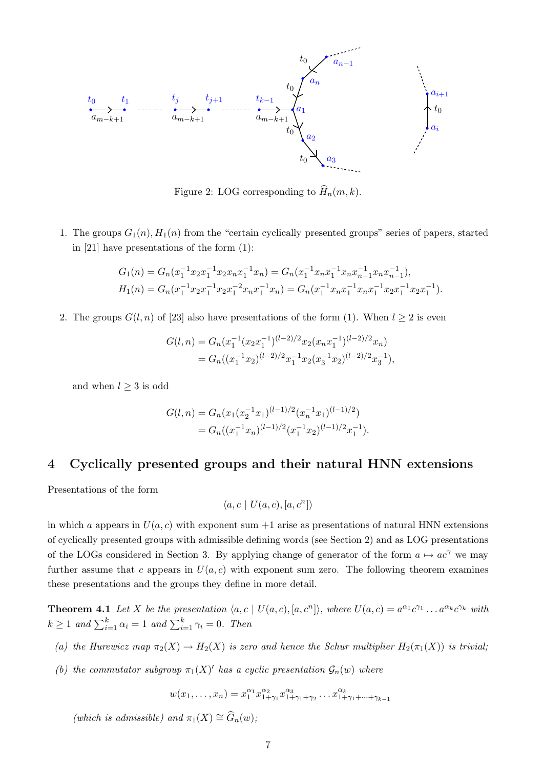Figure 2: LOG corresponding to $\widehat{H}_n(m,k)$.

1. The groups $G_1(n), H_1(n)$ from the "certain cyclically presented groups" series of papers, started in [21] have presentations of the form (1):

$$G_1(n) = G_n(x_1^{-1}x_2x_1^{-1}x_2x_nx_1^{-1}x_n) = G_n(x_1^{-1}x_nx_1^{-1}x_nx_{n-1}^{-1}x_nx_{n-1}^{-1}),$$
$$H_1(n) = G_n(x_1^{-1}x_2x_1^{-1}x_2x_1^{-2}x_nx_1^{-1}x_n) = G_n(x_1^{-1}x_nx_1^{-1}x_nx_1^{-1}x_2x_1^{-1}x_2x_1^{-1}).$$

2. The groups $G(l,n)$ of [23] also have presentations of the form (1). When $l \geq 2$ is even

$$G(l,n) = G_n(x_1^{-1}(x_2x_1^{-1})^{(l-2)/2}x_2(x_nx_1^{-1})^{(l-2)/2}x_n)$$
$$= G_n((x_1^{-1}x_2)^{(l-2)/2}x_1^{-1}x_2(x_3^{-1}x_2)^{(l-2)/2}x_3^{-1}),$$

and when $l \geq 3$ is odd

$$G(l,n) = G_n(x_1(x_2^{-1}x_1)^{(l-1)/2}(x_n^{-1}x_1)^{(l-1)/2})$$
$$= G_n((x_1^{-1}x_n)^{(l-1)/2}(x_1^{-1}x_2)^{(l-1)/2}x_1^{-1}).$$

## 4 Cyclically presented groups and their natural HNN extensions

Presentations of the form

$$\langle a, c \mid U(a,c), [a, c^n] \rangle$$

in which $a$ appears in $U(a,c)$ with exponent sum $+1$ arise as presentations of natural HNN extensions of cyclically presented groups with admissible defining words (see Section 2) and as LOG presentations of the LOGs considered in Section 3. By applying change of generator of the form $a \mapsto ac^\gamma$ we may further assume that $c$ appears in $U(a,c)$ with exponent sum zero. The following theorem examines these presentations and the groups they define in more detail.

**Theorem 4.1** *Let $X$ be the presentation $\langle a, c \mid U(a,c), [a, c^n] \rangle$, where $U(a,c) = a^{\alpha_1}c^{\gamma_1}\ldots a^{\alpha_k}c^{\gamma_k}$ with $k \geq 1$ and $\sum_{i=1}^k \alpha_i = 1$ and $\sum_{i=1}^k \gamma_i = 0$. Then*

*(a) the Hurewicz map $\pi_2(X) \to H_2(X)$ is zero and hence the Schur multiplier $H_2(\pi_1(X))$ is trivial;*

*(b) the commutator subgroup $\pi_1(X)'$ has a cyclic presentation $\mathcal{G}_n(w)$ where*

$$w(x_1, \ldots, x_n) = x_1^{\alpha_1}x_{1+\gamma_1}^{\alpha_2}x_{1+\gamma_1+\gamma_2}^{\alpha_3}\ldots x_{1+\gamma_1+\cdots+\gamma_{k-1}}^{\alpha_k}$$

*(which is admissible) and $\pi_1(X) \cong \widehat{G}_n(w)$;*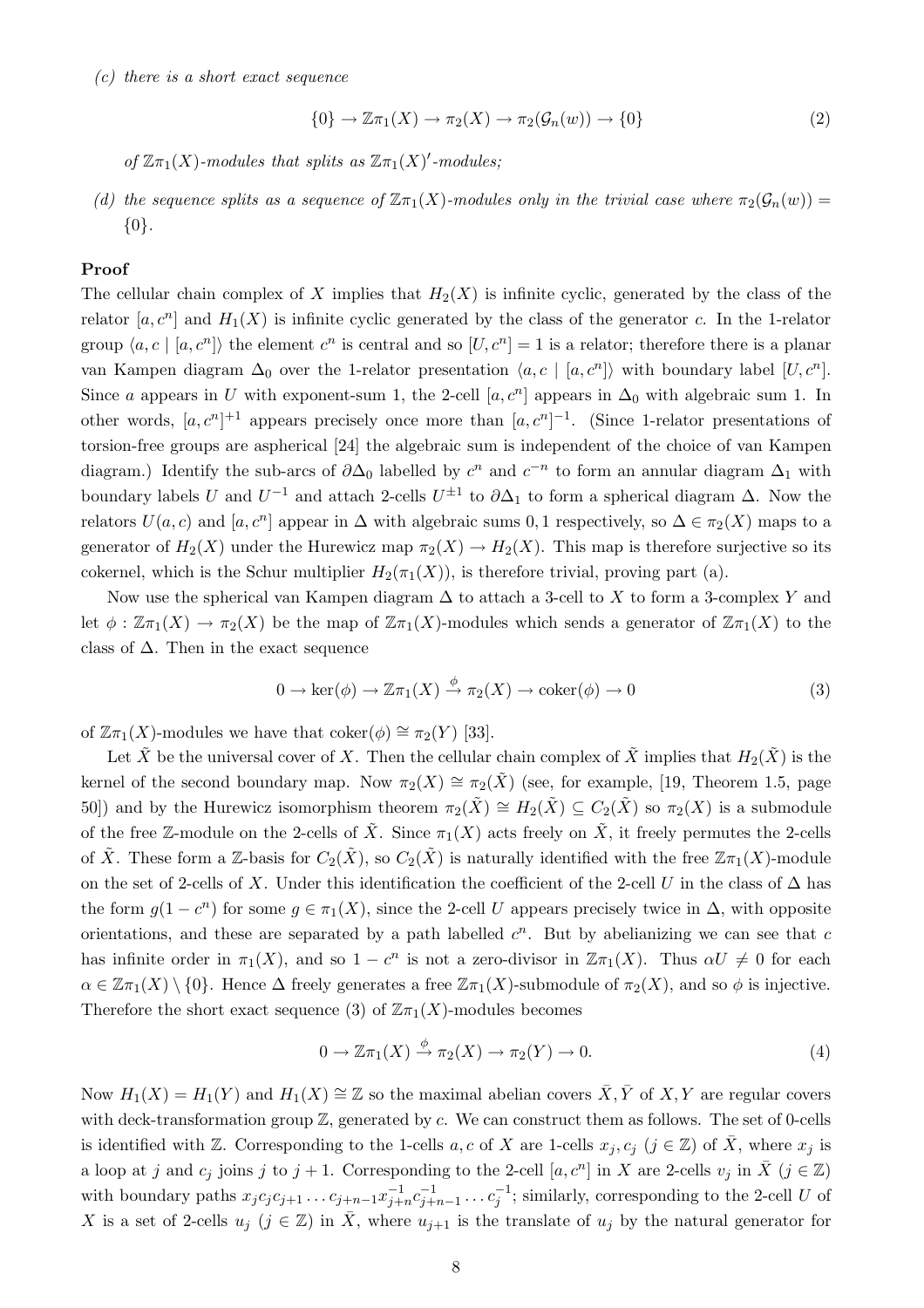(c) *there is a short exact sequence*

$$\{0\} \to \mathbb{Z}\pi_1(X) \to \pi_2(X) \to \pi_2(\mathcal{G}_n(w)) \to \{0\} \tag{2}$$

*of* $\mathbb{Z}\pi_1(X)$*-modules that splits as* $\mathbb{Z}\pi_1(X)'$*-modules;*

(d) *the sequence splits as a sequence of* $\mathbb{Z}\pi_1(X)$*-modules only in the trivial case where* $\pi_2(\mathcal{G}_n(w)) = \{0\}$.

**Proof**

The cellular chain complex of $X$ implies that $H_2(X)$ is infinite cyclic, generated by the class of the relator $[a, c^n]$ and $H_1(X)$ is infinite cyclic generated by the class of the generator $c$. In the 1-relator group $\langle a, c \mid [a, c^n] \rangle$ the element $c^n$ is central and so $[U, c^n] = 1$ is a relator; therefore there is a planar van Kampen diagram $\Delta_0$ over the 1-relator presentation $\langle a, c \mid [a, c^n] \rangle$ with boundary label $[U, c^n]$. Since $a$ appears in $U$ with exponent-sum 1, the 2-cell $[a, c^n]$ appears in $\Delta_0$ with algebraic sum 1. In other words, $[a, c^n]^{+1}$ appears precisely once more than $[a, c^n]^{-1}$. (Since 1-relator presentations of torsion-free groups are aspherical [24] the algebraic sum is independent of the choice of van Kampen diagram.) Identify the sub-arcs of $\partial\Delta_0$ labelled by $c^n$ and $c^{-n}$ to form an annular diagram $\Delta_1$ with boundary labels $U$ and $U^{-1}$ and attach 2-cells $U^{\pm 1}$ to $\partial\Delta_1$ to form a spherical diagram $\Delta$. Now the relators $U(a, c)$ and $[a, c^n]$ appear in $\Delta$ with algebraic sums $0, 1$ respectively, so $\Delta \in \pi_2(X)$ maps to a generator of $H_2(X)$ under the Hurewicz map $\pi_2(X) \to H_2(X)$. This map is therefore surjective so its cokernel, which is the Schur multiplier $H_2(\pi_1(X))$, is therefore trivial, proving part (a).

Now use the spherical van Kampen diagram $\Delta$ to attach a 3-cell to $X$ to form a 3-complex $Y$ and let $\phi : \mathbb{Z}\pi_1(X) \to \pi_2(X)$ be the map of $\mathbb{Z}\pi_1(X)$-modules which sends a generator of $\mathbb{Z}\pi_1(X)$ to the class of $\Delta$. Then in the exact sequence

$$0 \to \ker(\phi) \to \mathbb{Z}\pi_1(X) \xrightarrow{\phi} \pi_2(X) \to \mathrm{coker}(\phi) \to 0 \tag{3}$$

of $\mathbb{Z}\pi_1(X)$-modules we have that $\mathrm{coker}(\phi) \cong \pi_2(Y)$ [33].

Let $\tilde{X}$ be the universal cover of $X$. Then the cellular chain complex of $\tilde{X}$ implies that $H_2(\tilde{X})$ is the kernel of the second boundary map. Now $\pi_2(X) \cong \pi_2(\tilde{X})$ (see, for example, [19, Theorem 1.5, page 50]) and by the Hurewicz isomorphism theorem $\pi_2(\tilde{X}) \cong H_2(\tilde{X}) \subseteq C_2(\tilde{X})$ so $\pi_2(X)$ is a submodule of the free $\mathbb{Z}$-module on the 2-cells of $\tilde{X}$. Since $\pi_1(X)$ acts freely on $\tilde{X}$, it freely permutes the 2-cells of $\tilde{X}$. These form a $\mathbb{Z}$-basis for $C_2(\tilde{X})$, so $C_2(\tilde{X})$ is naturally identified with the free $\mathbb{Z}\pi_1(X)$-module on the set of 2-cells of $X$. Under this identification the coefficient of the 2-cell $U$ in the class of $\Delta$ has the form $g(1 - c^n)$ for some $g \in \pi_1(X)$, since the 2-cell $U$ appears precisely twice in $\Delta$, with opposite orientations, and these are separated by a path labelled $c^n$. But by abelianizing we can see that $c$ has infinite order in $\pi_1(X)$, and so $1 - c^n$ is not a zero-divisor in $\mathbb{Z}\pi_1(X)$. Thus $\alpha U \neq 0$ for each $\alpha \in \mathbb{Z}\pi_1(X) \setminus \{0\}$. Hence $\Delta$ freely generates a free $\mathbb{Z}\pi_1(X)$-submodule of $\pi_2(X)$, and so $\phi$ is injective. Therefore the short exact sequence (3) of $\mathbb{Z}\pi_1(X)$-modules becomes

$$0 \to \mathbb{Z}\pi_1(X) \xrightarrow{\phi} \pi_2(X) \to \pi_2(Y) \to 0. \tag{4}$$

Now $H_1(X) = H_1(Y)$ and $H_1(X) \cong \mathbb{Z}$ so the maximal abelian covers $\bar{X}, \bar{Y}$ of $X, Y$ are regular covers with deck-transformation group $\mathbb{Z}$, generated by $c$. We can construct them as follows. The set of 0-cells is identified with $\mathbb{Z}$. Corresponding to the 1-cells $a, c$ of $X$ are 1-cells $x_j, c_j$ ($j \in \mathbb{Z}$) of $\bar{X}$, where $x_j$ is a loop at $j$ and $c_j$ joins $j$ to $j + 1$. Corresponding to the 2-cell $[a, c^n]$ in $X$ are 2-cells $v_j$ in $\bar{X}$ ($j \in \mathbb{Z}$) with boundary paths $x_j c_j c_{j+1} \ldots c_{j+n-1} x_{j+n}^{-1} c_{j+n-1}^{-1} \ldots c_j^{-1}$; similarly, corresponding to the 2-cell $U$ of $X$ is a set of 2-cells $u_j$ ($j \in \mathbb{Z}$) in $\bar{X}$, where $u_{j+1}$ is the translate of $u_j$ by the natural generator for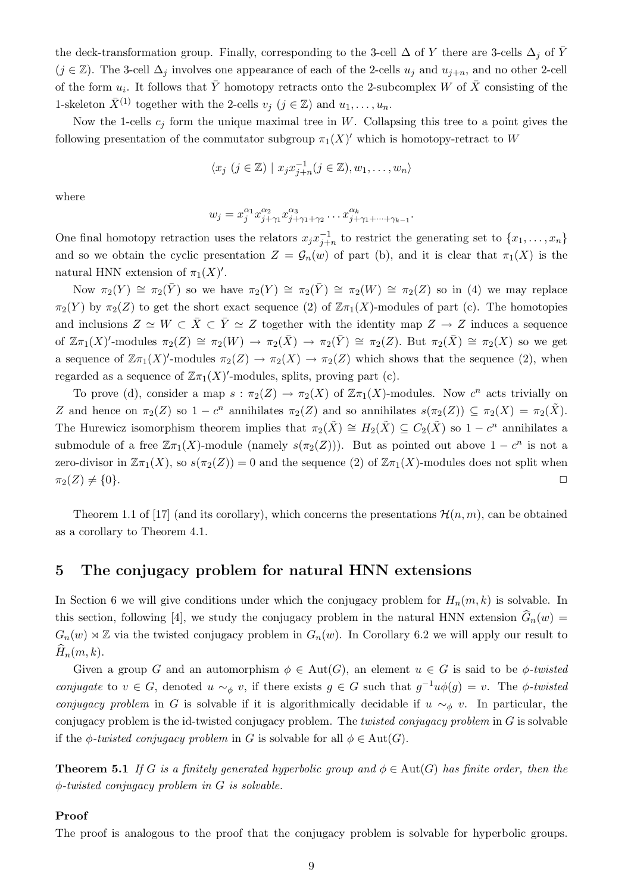the deck-transformation group. Finally, corresponding to the 3-cell $\Delta$ of $Y$ there are 3-cells $\Delta_j$ of $\bar{Y}$ ($j \in \mathbb{Z}$). The 3-cell $\Delta_j$ involves one appearance of each of the 2-cells $u_j$ and $u_{j+n}$, and no other 2-cell of the form $u_i$. It follows that $\bar{Y}$ homotopy retracts onto the 2-subcomplex $W$ of $\bar{X}$ consisting of the 1-skeleton $\bar{X}^{(1)}$ together with the 2-cells $v_j$ ($j \in \mathbb{Z}$) and $u_1, \ldots, u_n$.

Now the 1-cells $c_j$ form the unique maximal tree in $W$. Collapsing this tree to a point gives the following presentation of the commutator subgroup $\pi_1(X)'$ which is homotopy-retract to $W$

$$\langle x_j \ (j \in \mathbb{Z}) \mid x_j x_{j+n}^{-1} (j \in \mathbb{Z}), w_1, \ldots, w_n \rangle$$

where

$$w_j = x_j^{\alpha_1} x_{j+\gamma_1}^{\alpha_2} x_{j+\gamma_1+\gamma_2}^{\alpha_3} \ldots x_{j+\gamma_1+\cdots+\gamma_{k-1}}^{\alpha_k}.$$

One final homotopy retraction uses the relators $x_j x_{j+n}^{-1}$ to restrict the generating set to $\{x_1, \ldots, x_n\}$ and so we obtain the cyclic presentation $Z = \mathcal{G}_n(w)$ of part (b), and it is clear that $\pi_1(X)$ is the natural HNN extension of $\pi_1(X)'$.

Now $\pi_2(Y) \cong \pi_2(\bar{Y})$ so we have $\pi_2(Y) \cong \pi_2(\bar{Y}) \cong \pi_2(W) \cong \pi_2(Z)$ so in (4) we may replace $\pi_2(Y)$ by $\pi_2(Z)$ to get the short exact sequence (2) of $\mathbb{Z}\pi_1(X)$-modules of part (c). The homotopies and inclusions $Z \simeq W \subset \bar{X} \subset \bar{Y} \simeq Z$ together with the identity map $Z \to Z$ induces a sequence of $\mathbb{Z}\pi_1(X)'$-modules $\pi_2(Z) \cong \pi_2(W) \to \pi_2(\bar{X}) \to \pi_2(\bar{Y}) \cong \pi_2(Z)$. But $\pi_2(\bar{X}) \cong \pi_2(X)$ so we get a sequence of $\mathbb{Z}\pi_1(X)'$-modules $\pi_2(Z) \to \pi_2(X) \to \pi_2(Z)$ which shows that the sequence (2), when regarded as a sequence of $\mathbb{Z}\pi_1(X)'$-modules, splits, proving part (c).

To prove (d), consider a map $s : \pi_2(Z) \to \pi_2(X)$ of $\mathbb{Z}\pi_1(X)$-modules. Now $c^n$ acts trivially on $Z$ and hence on $\pi_2(Z)$ so $1 - c^n$ annihilates $\pi_2(Z)$ and so annihilates $s(\pi_2(Z)) \subseteq \pi_2(X) = \pi_2(\tilde{X})$. The Hurewicz isomorphism theorem implies that $\pi_2(\tilde{X}) \cong H_2(\tilde{X}) \subseteq C_2(\tilde{X})$ so $1 - c^n$ annihilates a submodule of a free $\mathbb{Z}\pi_1(X)$-module (namely $s(\pi_2(Z))$). But as pointed out above $1 - c^n$ is not a zero-divisor in $\mathbb{Z}\pi_1(X)$, so $s(\pi_2(Z)) = 0$ and the sequence (2) of $\mathbb{Z}\pi_1(X)$-modules does not split when $\pi_2(Z) \neq \{0\}$. $\square$

Theorem 1.1 of [17] (and its corollary), which concerns the presentations $\mathcal{H}(n, m)$, can be obtained as a corollary to Theorem 4.1.

## 5 The conjugacy problem for natural HNN extensions

In Section 6 we will give conditions under which the conjugacy problem for $H_n(m, k)$ is solvable. In this section, following [4], we study the conjugacy problem in the natural HNN extension $\widehat{G}_n(w) = G_n(w) \rtimes \mathbb{Z}$ via the twisted conjugacy problem in $G_n(w)$. In Corollary 6.2 we will apply our result to $\widehat{H}_n(m, k)$.

Given a group $G$ and an automorphism $\phi \in \mathrm{Aut}(G)$, an element $u \in G$ is said to be *$\phi$-twisted conjugate* to $v \in G$, denoted $u \sim_\phi v$, if there exists $g \in G$ such that $g^{-1} u \phi(g) = v$. The *$\phi$-twisted conjugacy problem* in $G$ is solvable if it is algorithmically decidable if $u \sim_\phi v$. In particular, the conjugacy problem is the id-twisted conjugacy problem. The *twisted conjugacy problem* in $G$ is solvable if the *$\phi$-twisted conjugacy problem* in $G$ is solvable for all $\phi \in \mathrm{Aut}(G)$.

**Theorem 5.1** *If $G$ is a finitely generated hyperbolic group and $\phi \in \mathrm{Aut}(G)$ has finite order, then the $\phi$-twisted conjugacy problem in $G$ is solvable.*

**Proof**
The proof is analogous to the proof that the conjugacy problem is solvable for hyperbolic groups.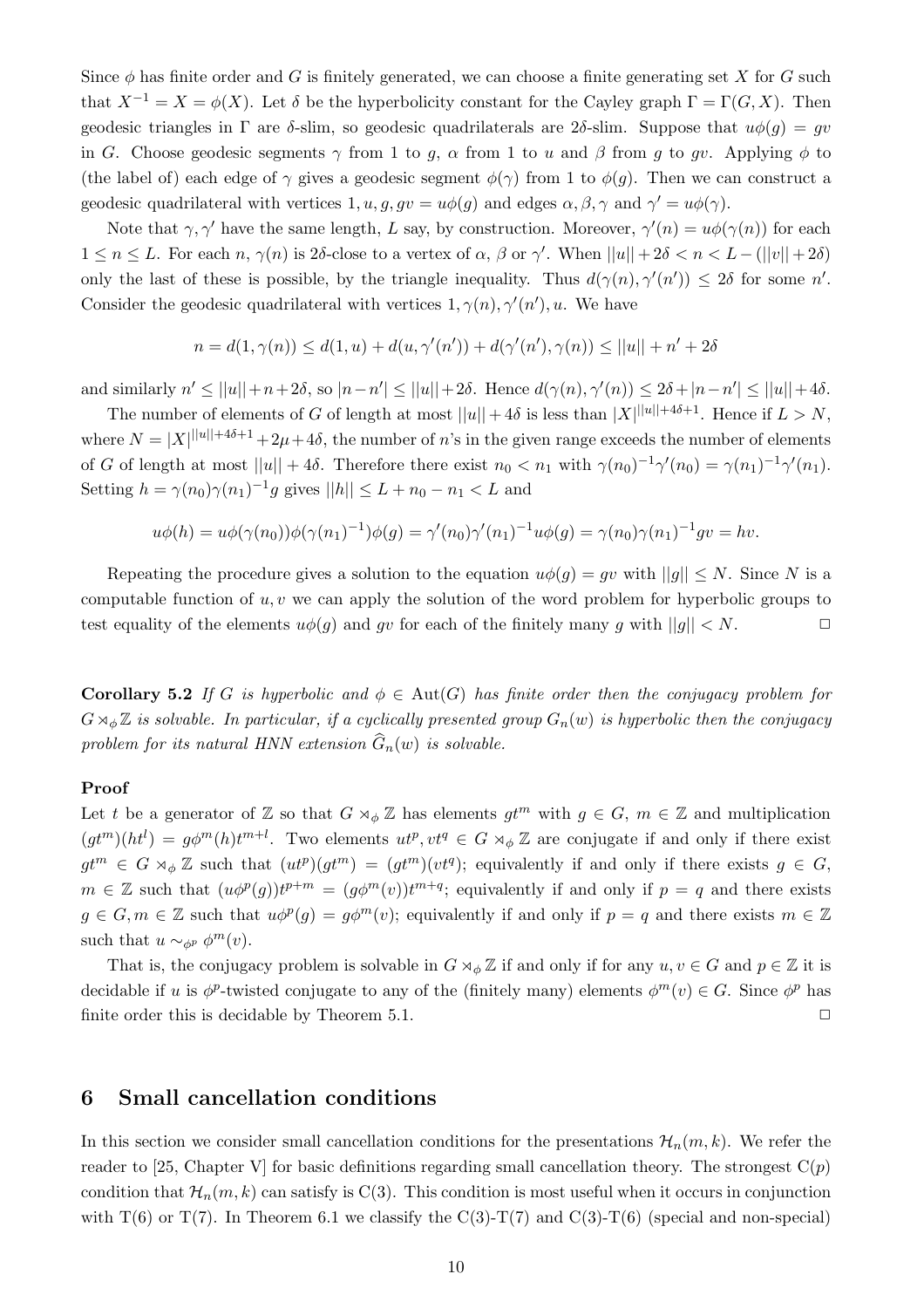Since $\phi$ has finite order and $G$ is finitely generated, we can choose a finite generating set $X$ for $G$ such that $X^{-1} = X = \phi(X)$. Let $\delta$ be the hyperbolicity constant for the Cayley graph $\Gamma = \Gamma(G, X)$. Then geodesic triangles in $\Gamma$ are $\delta$-slim, so geodesic quadrilaterals are $2\delta$-slim. Suppose that $u\phi(g) = gv$ in $G$. Choose geodesic segments $\gamma$ from 1 to $g$, $\alpha$ from 1 to $u$ and $\beta$ from $g$ to $gv$. Applying $\phi$ to (the label of) each edge of $\gamma$ gives a geodesic segment $\phi(\gamma)$ from 1 to $\phi(g)$. Then we can construct a geodesic quadrilateral with vertices $1, u, g, gv = u\phi(g)$ and edges $\alpha, \beta, \gamma$ and $\gamma' = u\phi(\gamma)$.

Note that $\gamma, \gamma'$ have the same length, $L$ say, by construction. Moreover, $\gamma'(n) = u\phi(\gamma(n))$ for each $1 \leq n \leq L$. For each $n$, $\gamma(n)$ is $2\delta$-close to a vertex of $\alpha$, $\beta$ or $\gamma'$. When $||u|| + 2\delta < n < L - (||v|| + 2\delta)$ only the last of these is possible, by the triangle inequality. Thus $d(\gamma(n), \gamma'(n')) \leq 2\delta$ for some $n'$. Consider the geodesic quadrilateral with vertices $1, \gamma(n), \gamma'(n'), u$. We have

$$n = d(1, \gamma(n)) \leq d(1, u) + d(u, \gamma'(n')) + d(\gamma'(n'), \gamma(n)) \leq ||u|| + n' + 2\delta$$

and similarly $n' \leq ||u|| + n + 2\delta$, so $|n - n'| \leq ||u|| + 2\delta$. Hence $d(\gamma(n), \gamma'(n)) \leq 2\delta + |n - n'| \leq ||u|| + 4\delta$.

The number of elements of $G$ of length at most $||u|| + 4\delta$ is less than $|X|^{||u||+4\delta+1}$. Hence if $L > N$, where $N = |X|^{||u||+4\delta+1} + 2\mu + 4\delta$, the number of $n$'s in the given range exceeds the number of elements of $G$ of length at most $||u|| + 4\delta$. Therefore there exist $n_0 < n_1$ with $\gamma(n_0)^{-1}\gamma'(n_0) = \gamma(n_1)^{-1}\gamma'(n_1)$. Setting $h = \gamma(n_0)\gamma(n_1)^{-1}g$ gives $||h|| \leq L + n_0 - n_1 < L$ and

$$u\phi(h) = u\phi(\gamma(n_0))\phi(\gamma(n_1)^{-1})\phi(g) = \gamma'(n_0)\gamma'(n_1)^{-1}u\phi(g) = \gamma(n_0)\gamma(n_1)^{-1}gv = hv.$$

Repeating the procedure gives a solution to the equation $u\phi(g) = gv$ with $||g|| \leq N$. Since $N$ is a computable function of $u, v$ we can apply the solution of the word problem for hyperbolic groups to test equality of the elements $u\phi(g)$ and $gv$ for each of the finitely many $g$ with $||g|| < N$. $\square$

**Corollary 5.2** *If $G$ is hyperbolic and $\phi \in \mathrm{Aut}(G)$ has finite order then the conjugacy problem for $G \rtimes_\phi \mathbb{Z}$ is solvable. In particular, if a cyclically presented group $G_n(w)$ is hyperbolic then the conjugacy problem for its natural HNN extension $\widehat{G}_n(w)$ is solvable.*

**Proof**

Let $t$ be a generator of $\mathbb{Z}$ so that $G \rtimes_\phi \mathbb{Z}$ has elements $gt^m$ with $g \in G$, $m \in \mathbb{Z}$ and multiplication $(gt^m)(ht^l) = g\phi^m(h)t^{m+l}$. Two elements $ut^p, vt^q \in G \rtimes_\phi \mathbb{Z}$ are conjugate if and only if there exist $gt^m \in G \rtimes_\phi \mathbb{Z}$ such that $(ut^p)(gt^m) = (gt^m)(vt^q)$; equivalently if and only if there exists $g \in G$, $m \in \mathbb{Z}$ such that $(u\phi^p(g))t^{p+m} = (g\phi^m(v))t^{m+q}$; equivalently if and only if $p = q$ and there exists $g \in G, m \in \mathbb{Z}$ such that $u\phi^p(g) = g\phi^m(v)$; equivalently if and only if $p = q$ and there exists $m \in \mathbb{Z}$ such that $u \sim_{\phi^p} \phi^m(v)$.

That is, the conjugacy problem is solvable in $G \rtimes_\phi \mathbb{Z}$ if and only if for any $u, v \in G$ and $p \in \mathbb{Z}$ it is decidable if $u$ is $\phi^p$-twisted conjugate to any of the (finitely many) elements $\phi^m(v) \in G$. Since $\phi^p$ has finite order this is decidable by Theorem 5.1. $\square$

## 6 Small cancellation conditions

In this section we consider small cancellation conditions for the presentations $\mathcal{H}_n(m, k)$. We refer the reader to [25, Chapter V] for basic definitions regarding small cancellation theory. The strongest C($p$) condition that $\mathcal{H}_n(m, k)$ can satisfy is C(3). This condition is most useful when it occurs in conjunction with T(6) or T(7). In Theorem 6.1 we classify the C(3)-T(7) and C(3)-T(6) (special and non-special)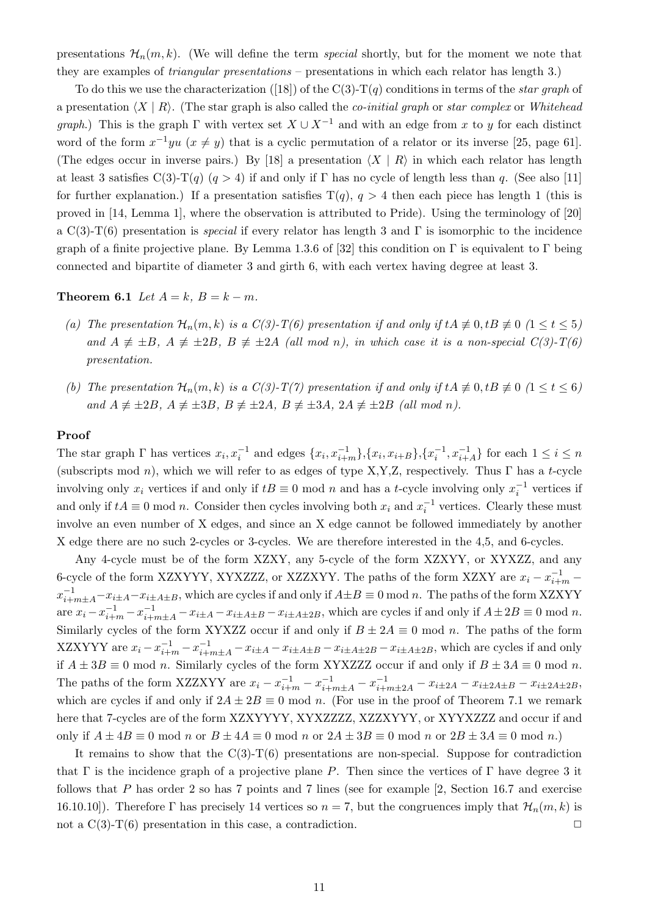presentations $\mathcal{H}_n(m,k)$. (We will define the term *special* shortly, but for the moment we note that they are examples of *triangular presentations* – presentations in which each relator has length 3.)

To do this we use the characterization ([18]) of the C(3)-T($q$) conditions in terms of the *star graph* of a presentation $\langle X \mid R \rangle$. (The star graph is also called the *co-initial graph* or *star complex* or *Whitehead graph*.) This is the graph $\Gamma$ with vertex set $X \cup X^{-1}$ and with an edge from $x$ to $y$ for each distinct word of the form $x^{-1}yu$ ($x \neq y$) that is a cyclic permutation of a relator or its inverse [25, page 61]. (The edges occur in inverse pairs.) By [18] a presentation $\langle X \mid R \rangle$ in which each relator has length at least 3 satisfies C(3)-T($q$) ($q > 4$) if and only if $\Gamma$ has no cycle of length less than $q$. (See also [11] for further explanation.) If a presentation satisfies T($q$), $q > 4$ then each piece has length 1 (this is proved in [14, Lemma 1], where the observation is attributed to Pride). Using the terminology of [20] a C(3)-T(6) presentation is *special* if every relator has length 3 and $\Gamma$ is isomorphic to the incidence graph of a finite projective plane. By Lemma 1.3.6 of [32] this condition on $\Gamma$ is equivalent to $\Gamma$ being connected and bipartite of diameter 3 and girth 6, with each vertex having degree at least 3.

**Theorem 6.1** *Let $A = k$, $B = k - m$.*

*(a) The presentation $\mathcal{H}_n(m,k)$ is a C(3)-T(6) presentation if and only if $tA \not\equiv 0, tB \not\equiv 0$ $(1 \leq t \leq 5)$ and $A \not\equiv \pm B$, $A \not\equiv \pm 2B$, $B \not\equiv \pm 2A$ (all mod $n$), in which case it is a non-special C(3)-T(6) presentation.*

*(b) The presentation $\mathcal{H}_n(m,k)$ is a C(3)-T(7) presentation if and only if $tA \not\equiv 0, tB \not\equiv 0$ $(1 \leq t \leq 6)$ and $A \not\equiv \pm 2B$, $A \not\equiv \pm 3B$, $B \not\equiv \pm 2A$, $B \not\equiv \pm 3A$, $2A \not\equiv \pm 2B$ (all mod $n$).*

**Proof**

The star graph $\Gamma$ has vertices $x_i, x_i^{-1}$ and edges $\{x_i, x_{i+m}^{-1}\}$,$\{x_i, x_{i+B}\}$,$\{x_i^{-1}, x_{i+A}^{-1}\}$ for each $1 \leq i \leq n$ (subscripts mod $n$), which we will refer to as edges of type X,Y,Z, respectively. Thus $\Gamma$ has a $t$-cycle involving only $x_i$ vertices if and only if $tB \equiv 0$ mod $n$ and has a $t$-cycle involving only $x_i^{-1}$ vertices if and only if $tA \equiv 0$ mod $n$. Consider then cycles involving both $x_i$ and $x_i^{-1}$ vertices. Clearly these must involve an even number of X edges, and since an X edge cannot be followed immediately by another X edge there are no such 2-cycles or 3-cycles. We are therefore interested in the 4,5, and 6-cycles.

Any 4-cycle must be of the form XZXY, any 5-cycle of the form XZXYY, or XYXZZ, and any 6-cycle of the form XZXYYY, XYXZZZ, or XZZXYY. The paths of the form XZXY are $x_i - x_{i+m}^{-1} - x_{i+m\pm A}^{-1} - x_{i\pm A} - x_{i\pm A\pm B}$, which are cycles if and only if $A \pm B \equiv 0$ mod $n$. The paths of the form XZXYY are $x_i - x_{i+m}^{-1} - x_{i+m\pm A}^{-1} - x_{i\pm A} - x_{i\pm A\pm B} - x_{i\pm A\pm 2B}$, which are cycles if and only if $A \pm 2B \equiv 0$ mod $n$. Similarly cycles of the form XYXZZ occur if and only if $B \pm 2A \equiv 0$ mod $n$. The paths of the form XZXYYY are $x_i - x_{i+m}^{-1} - x_{i+m\pm A}^{-1} - x_{i\pm A} - x_{i\pm A\pm B} - x_{i\pm A\pm 2B} - x_{i\pm A\pm 2B}$, which are cycles if and only if $A \pm 3B \equiv 0$ mod $n$. Similarly cycles of the form XYXZZZ occur if and only if $B \pm 3A \equiv 0$ mod $n$. The paths of the form XZZXYY are $x_i - x_{i+m}^{-1} - x_{i+m\pm A}^{-1} - x_{i+m\pm 2A}^{-1} - x_{i\pm 2A} - x_{i\pm 2A\pm B} - x_{i\pm 2A\pm 2B}$, which are cycles if and only if $2A \pm 2B \equiv 0$ mod $n$. (For use in the proof of Theorem 7.1 we remark here that 7-cycles are of the form XZXYYYY, XYXZZZZ, XZZXYYY, or XYYXZZZ and occur if and only if $A \pm 4B \equiv 0$ mod $n$ or $B \pm 4A \equiv 0$ mod $n$ or $2A \pm 3B \equiv 0$ mod $n$ or $2B \pm 3A \equiv 0$ mod $n$.)

It remains to show that the C(3)-T(6) presentations are non-special. Suppose for contradiction that $\Gamma$ is the incidence graph of a projective plane $P$. Then since the vertices of $\Gamma$ have degree 3 it follows that $P$ has order 2 so has 7 points and 7 lines (see for example [2, Section 16.7 and exercise 16.10.10]). Therefore $\Gamma$ has precisely 14 vertices so $n = 7$, but the congruences imply that $\mathcal{H}_n(m,k)$ is not a C(3)-T(6) presentation in this case, a contradiction. $\square$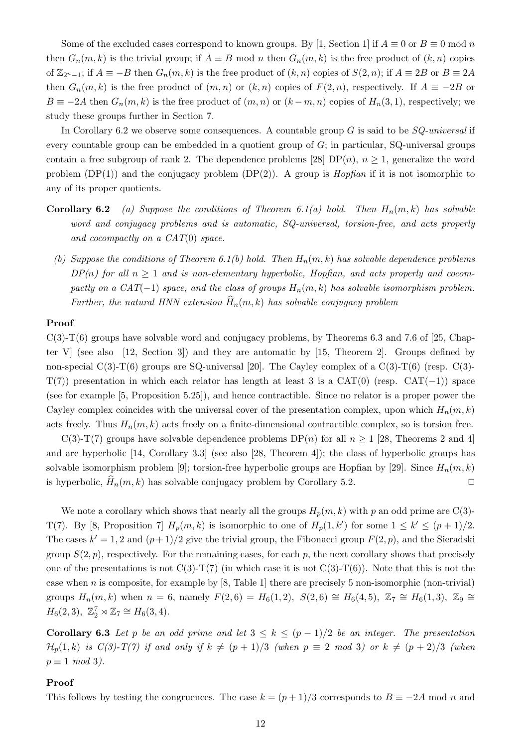Some of the excluded cases correspond to known groups. By [1, Section 1] if $A \equiv 0$ or $B \equiv 0$ mod $n$ then $G_n(m,k)$ is the trivial group; if $A \equiv B$ mod $n$ then $G_n(m,k)$ is the free product of $(k,n)$ copies of $\mathbb{Z}_{2^n-1}$; if $A \equiv -B$ then $G_n(m,k)$ is the free product of $(k,n)$ copies of $S(2,n)$; if $A \equiv 2B$ or $B \equiv 2A$ then $G_n(m,k)$ is the free product of $(m,n)$ or $(k,n)$ copies of $F(2,n)$, respectively. If $A \equiv -2B$ or $B \equiv -2A$ then $G_n(m,k)$ is the free product of $(m,n)$ or $(k-m,n)$ copies of $H_n(3,1)$, respectively; we study these groups further in Section 7.

In Corollary 6.2 we observe some consequences. A countable group $G$ is said to be *SQ-universal* if every countable group can be embedded in a quotient group of $G$; in particular, SQ-universal groups contain a free subgroup of rank 2. The dependence problems [28] DP($n$), $n \geq 1$, generalize the word problem (DP(1)) and the conjugacy problem (DP(2)). A group is *Hopfian* if it is not isomorphic to any of its proper quotients.

**Corollary 6.2** *(a) Suppose the conditions of Theorem 6.1(a) hold. Then $H_n(m,k)$ has solvable word and conjugacy problems and is automatic, SQ-universal, torsion-free, and acts properly and cocompactly on a CAT(0) space.*

*(b) Suppose the conditions of Theorem 6.1(b) hold. Then $H_n(m,k)$ has solvable dependence problems $DP(n)$ for all $n \geq 1$ and is non-elementary hyperbolic, Hopfian, and acts properly and cocompactly on a CAT($-1$) space, and the class of groups $H_n(m,k)$ has solvable isomorphism problem. Further, the natural HNN extension $\widehat{H}_n(m,k)$ has solvable conjugacy problem*

**Proof**

C(3)-T(6) groups have solvable word and conjugacy problems, by Theorems 6.3 and 7.6 of [25, Chapter V] (see also [12, Section 3]) and they are automatic by [15, Theorem 2]. Groups defined by non-special C(3)-T(6) groups are SQ-universal [20]. The Cayley complex of a C(3)-T(6) (resp. C(3)-T(7)) presentation in which each relator has length at least 3 is a CAT(0) (resp. CAT($-1$)) space (see for example [5, Proposition 5.25]), and hence contractible. Since no relator is a proper power the Cayley complex coincides with the universal cover of the presentation complex, upon which $H_n(m,k)$ acts freely. Thus $H_n(m,k)$ acts freely on a finite-dimensional contractible complex, so is torsion free.

C(3)-T(7) groups have solvable dependence problems DP($n$) for all $n \geq 1$ [28, Theorems 2 and 4] and are hyperbolic [14, Corollary 3.3] (see also [28, Theorem 4]); the class of hyperbolic groups has solvable isomorphism problem [9]; torsion-free hyperbolic groups are Hopfian by [29]. Since $H_n(m,k)$ is hyperbolic, $\widehat{H}_n(m,k)$ has solvable conjugacy problem by Corollary 5.2. □

We note a corollary which shows that nearly all the groups $H_p(m,k)$ with $p$ an odd prime are C(3)-T(7). By [8, Proposition 7] $H_p(m,k)$ is isomorphic to one of $H_p(1,k')$ for some $1 \leq k' \leq (p+1)/2$. The cases $k' = 1, 2$ and $(p+1)/2$ give the trivial group, the Fibonacci group $F(2,p)$, and the Sieradski group $S(2,p)$, respectively. For the remaining cases, for each $p$, the next corollary shows that precisely one of the presentations is not C(3)-T(7) (in which case it is not C(3)-T(6)). Note that this is not the case when $n$ is composite, for example by [8, Table 1] there are precisely 5 non-isomorphic (non-trivial) groups $H_n(m,k)$ when $n = 6$, namely $F(2,6) = H_6(1,2)$, $S(2,6) \cong H_6(4,5)$, $\mathbb{Z}_7 \cong H_6(1,3)$, $\mathbb{Z}_9 \cong H_6(2,3)$, $\mathbb{Z}_2^7 \rtimes \mathbb{Z}_7 \cong H_6(3,4)$.

**Corollary 6.3** *Let $p$ be an odd prime and let $3 \leq k \leq (p-1)/2$ be an integer. The presentation $\mathcal{H}_p(1,k)$ is C(3)-T(7) if and only if $k \neq (p+1)/3$ (when $p \equiv 2$ mod 3) or $k \neq (p+2)/3$ (when $p \equiv 1$ mod 3).*

**Proof**

This follows by testing the congruences. The case $k = (p+1)/3$ corresponds to $B \equiv -2A$ mod $n$ and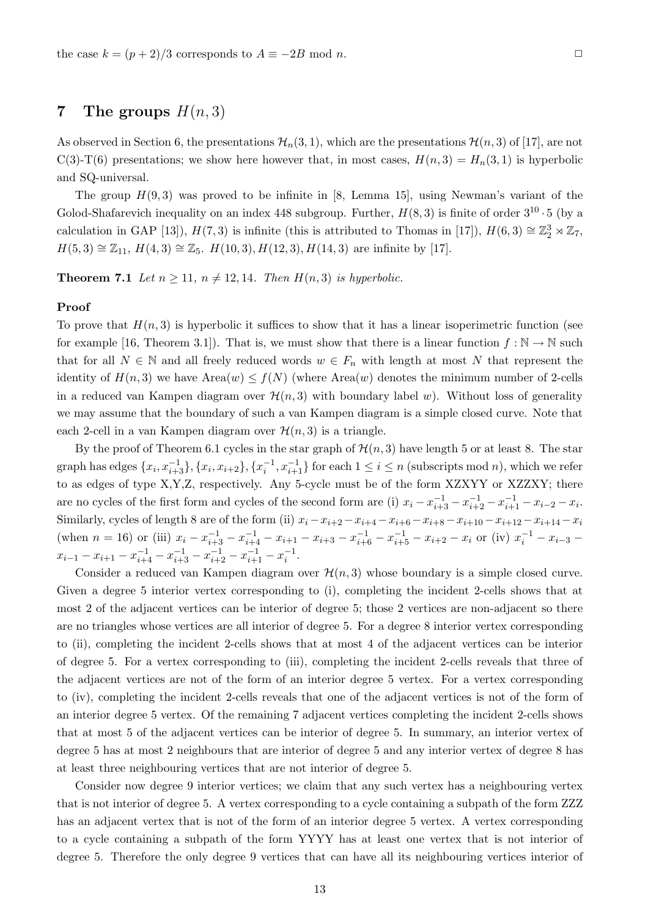the case $k = (p+2)/3$ corresponds to $A \equiv -2B$ mod $n$. $\square$

## 7 The groups $H(n, 3)$

As observed in Section 6, the presentations $\mathcal{H}_n(3,1)$, which are the presentations $\mathcal{H}(n,3)$ of [17], are not C(3)-T(6) presentations; we show here however that, in most cases, $H(n,3) = H_n(3,1)$ is hyperbolic and SQ-universal.

The group $H(9,3)$ was proved to be infinite in [8, Lemma 15], using Newman's variant of the Golod-Shafarevich inequality on an index 448 subgroup. Further, $H(8,3)$ is finite of order $3^{10} \cdot 5$ (by a calculation in GAP [13]), $H(7,3)$ is infinite (this is attributed to Thomas in [17]), $H(6,3) \cong \mathbb{Z}_2^3 \rtimes \mathbb{Z}_7$, $H(5,3) \cong \mathbb{Z}_{11}$, $H(4,3) \cong \mathbb{Z}_5$. $H(10,3), H(12,3), H(14,3)$ are infinite by [17].

**Theorem 7.1** *Let $n \geq 11$, $n \neq 12, 14$. Then $H(n,3)$ is hyperbolic.*

**Proof**

To prove that $H(n,3)$ is hyperbolic it suffices to show that it has a linear isoperimetric function (see for example [16, Theorem 3.1]). That is, we must show that there is a linear function $f : \mathbb{N} \to \mathbb{N}$ such that for all $N \in \mathbb{N}$ and all freely reduced words $w \in F_n$ with length at most $N$ that represent the identity of $H(n,3)$ we have $\mathrm{Area}(w) \leq f(N)$ (where $\mathrm{Area}(w)$ denotes the minimum number of 2-cells in a reduced van Kampen diagram over $\mathcal{H}(n,3)$ with boundary label $w$). Without loss of generality we may assume that the boundary of such a van Kampen diagram is a simple closed curve. Note that each 2-cell in a van Kampen diagram over $\mathcal{H}(n,3)$ is a triangle.

By the proof of Theorem 6.1 cycles in the star graph of $\mathcal{H}(n,3)$ have length 5 or at least 8. The star graph has edges $\{x_i, x_{i+3}^{-1}\}, \{x_i, x_{i+2}\}, \{x_i^{-1}, x_{i+1}^{-1}\}$ for each $1 \leq i \leq n$ (subscripts mod $n$), which we refer to as edges of type X,Y,Z, respectively. Any 5-cycle must be of the form XZXYY or XZZXY; there are no cycles of the first form and cycles of the second form are (i) $x_i - x_{i+3}^{-1} - x_{i+2}^{-1} - x_{i+1}^{-1} - x_{i-2} - x_i$. Similarly, cycles of length 8 are of the form (ii) $x_i - x_{i+2} - x_{i+4} - x_{i+6} - x_{i+8} - x_{i+10} - x_{i+12} - x_{i+14} - x_i$ (when $n = 16$) or (iii) $x_i - x_{i+3}^{-1} - x_{i+4}^{-1} - x_{i+1} - x_{i+3} - x_{i+6}^{-1} - x_{i+5}^{-1} - x_{i+2} - x_i$ or (iv) $x_i^{-1} - x_{i-3} - x_{i-1} - x_{i+1} - x_{i+4}^{-1} - x_{i+3}^{-1} - x_{i+2}^{-1} - x_{i+1}^{-1} - x_i^{-1}$.

Consider a reduced van Kampen diagram over $\mathcal{H}(n,3)$ whose boundary is a simple closed curve. Given a degree 5 interior vertex corresponding to (i), completing the incident 2-cells shows that at most 2 of the adjacent vertices can be interior of degree 5; those 2 vertices are non-adjacent so there are no triangles whose vertices are all interior of degree 5. For a degree 8 interior vertex corresponding to (ii), completing the incident 2-cells shows that at most 4 of the adjacent vertices can be interior of degree 5. For a vertex corresponding to (iii), completing the incident 2-cells reveals that three of the adjacent vertices are not of the form of an interior degree 5 vertex. For a vertex corresponding to (iv), completing the incident 2-cells reveals that one of the adjacent vertices is not of the form of an interior degree 5 vertex. Of the remaining 7 adjacent vertices completing the incident 2-cells shows that at most 5 of the adjacent vertices can be interior of degree 5. In summary, an interior vertex of degree 5 has at most 2 neighbours that are interior of degree 5 and any interior vertex of degree 8 has at least three neighbouring vertices that are not interior of degree 5.

Consider now degree 9 interior vertices; we claim that any such vertex has a neighbouring vertex that is not interior of degree 5. A vertex corresponding to a cycle containing a subpath of the form ZZZ has an adjacent vertex that is not of the form of an interior degree 5 vertex. A vertex corresponding to a cycle containing a subpath of the form YYYY has at least one vertex that is not interior of degree 5. Therefore the only degree 9 vertices that can have all its neighbouring vertices interior of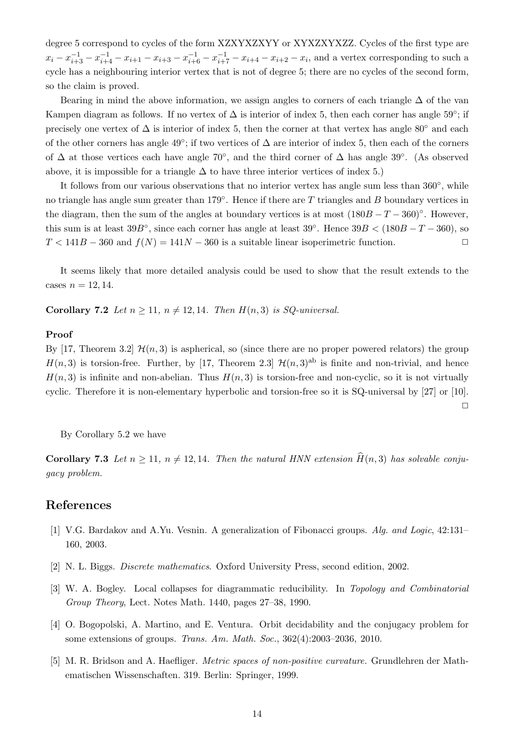degree 5 correspond to cycles of the form XZXYXZXYY or XYXZXYXZZ. Cycles of the first type are $x_i - x_{i+3}^{-1} - x_{i+4}^{-1} - x_{i+1} - x_{i+3} - x_{i+6}^{-1} - x_{i+7}^{-1} - x_{i+4} - x_{i+2} - x_i$, and a vertex corresponding to such a cycle has a neighbouring interior vertex that is not of degree 5; there are no cycles of the second form, so the claim is proved.

Bearing in mind the above information, we assign angles to corners of each triangle $\Delta$ of the van Kampen diagram as follows. If no vertex of $\Delta$ is interior of index 5, then each corner has angle $59°$; if precisely one vertex of $\Delta$ is interior of index 5, then the corner at that vertex has angle $80°$ and each of the other corners has angle $49°$; if two vertices of $\Delta$ are interior of index 5, then each of the corners of $\Delta$ at those vertices each have angle $70°$, and the third corner of $\Delta$ has angle $39°$. (As observed above, it is impossible for a triangle $\Delta$ to have three interior vertices of index 5.)

It follows from our various observations that no interior vertex has angle sum less than $360°$, while no triangle has angle sum greater than $179°$. Hence if there are $T$ triangles and $B$ boundary vertices in the diagram, then the sum of the angles at boundary vertices is at most $(180B - T - 360)°$. However, this sum is at least $39B°$, since each corner has angle at least $39°$. Hence $39B < (180B - T - 360)$, so $T < 141B - 360$ and $f(N) = 141N - 360$ is a suitable linear isoperimetric function. □

It seems likely that more detailed analysis could be used to show that the result extends to the cases $n = 12, 14$.

**Corollary 7.2** *Let $n \geq 11$, $n \neq 12, 14$. Then $H(n, 3)$ is SQ-universal.*

**Proof**

By [17, Theorem 3.2] $\mathcal{H}(n, 3)$ is aspherical, so (since there are no proper powered relators) the group $H(n, 3)$ is torsion-free. Further, by [17, Theorem 2.3] $\mathcal{H}(n, 3)^{\text{ab}}$ is finite and non-trivial, and hence $H(n, 3)$ is infinite and non-abelian. Thus $H(n, 3)$ is torsion-free and non-cyclic, so it is not virtually cyclic. Therefore it is non-elementary hyperbolic and torsion-free so it is SQ-universal by [27] or [10]. □

By Corollary 5.2 we have

**Corollary 7.3** *Let $n \geq 11$, $n \neq 12, 14$. Then the natural HNN extension $\widehat{H}(n, 3)$ has solvable conjugacy problem.*

## References

[1] V.G. Bardakov and A.Yu. Vesnin. A generalization of Fibonacci groups. *Alg. and Logic*, 42:131–160, 2003.

[2] N. L. Biggs. *Discrete mathematics*. Oxford University Press, second edition, 2002.

[3] W. A. Bogley. Local collapses for diagrammatic reducibility. In *Topology and Combinatorial Group Theory*, Lect. Notes Math. 1440, pages 27–38, 1990.

[4] O. Bogopolski, A. Martino, and E. Ventura. Orbit decidability and the conjugacy problem for some extensions of groups. *Trans. Am. Math. Soc.*, 362(4):2003–2036, 2010.

[5] M. R. Bridson and A. Haefliger. *Metric spaces of non-positive curvature.* Grundlehren der Mathematischen Wissenschaften. 319. Berlin: Springer, 1999.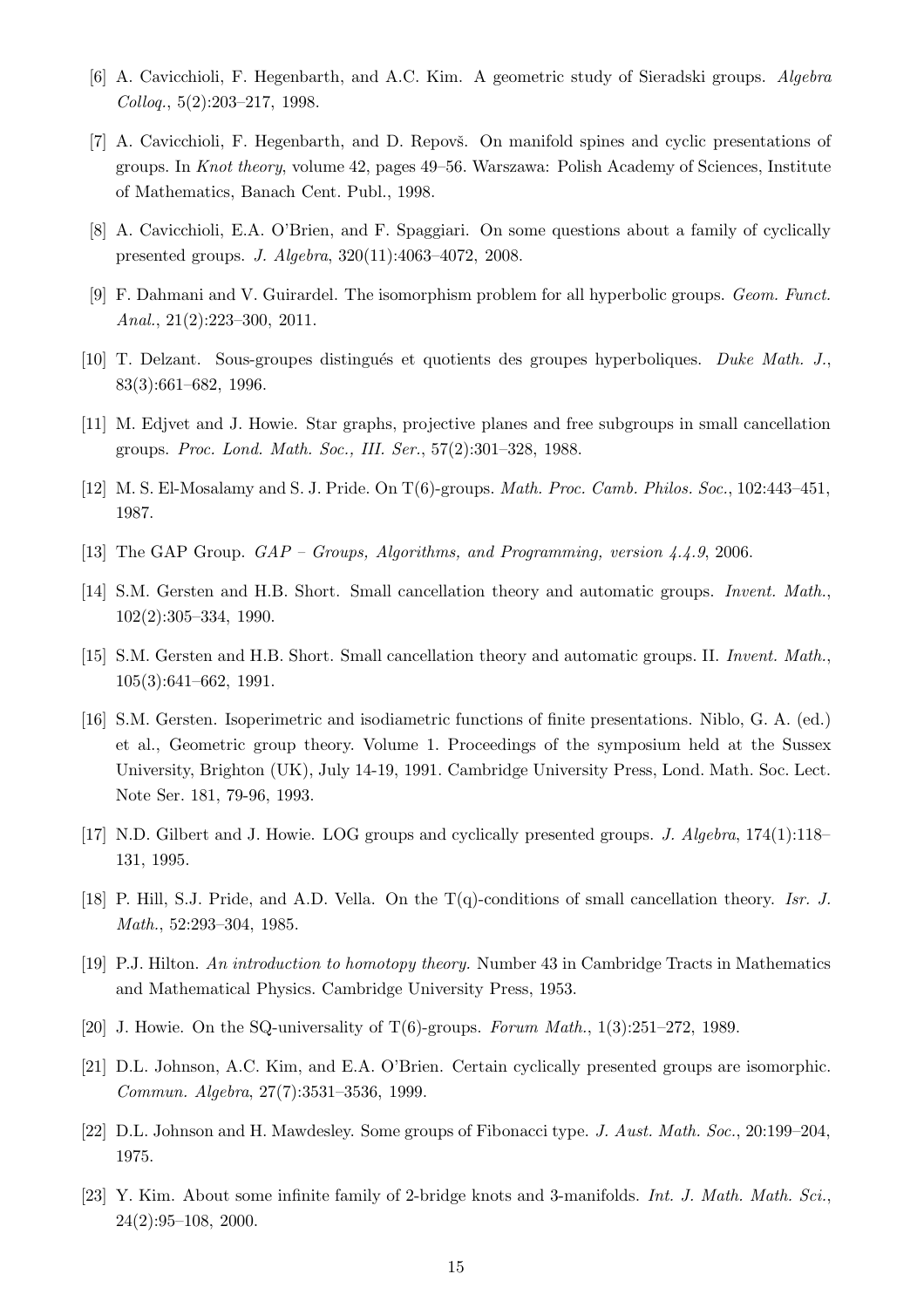[6] A. Cavicchioli, F. Hegenbarth, and A.C. Kim. A geometric study of Sieradski groups. *Algebra Colloq.*, 5(2):203–217, 1998.

[7] A. Cavicchioli, F. Hegenbarth, and D. Repovš. On manifold spines and cyclic presentations of groups. In *Knot theory*, volume 42, pages 49–56. Warszawa: Polish Academy of Sciences, Institute of Mathematics, Banach Cent. Publ., 1998.

[8] A. Cavicchioli, E.A. O'Brien, and F. Spaggiari. On some questions about a family of cyclically presented groups. *J. Algebra*, 320(11):4063–4072, 2008.

[9] F. Dahmani and V. Guirardel. The isomorphism problem for all hyperbolic groups. *Geom. Funct. Anal.*, 21(2):223–300, 2011.

[10] T. Delzant. Sous-groupes distingués et quotients des groupes hyperboliques. *Duke Math. J.*, 83(3):661–682, 1996.

[11] M. Edjvet and J. Howie. Star graphs, projective planes and free subgroups in small cancellation groups. *Proc. Lond. Math. Soc., III. Ser.*, 57(2):301–328, 1988.

[12] M. S. El-Mosalamy and S. J. Pride. On T(6)-groups. *Math. Proc. Camb. Philos. Soc.*, 102:443–451, 1987.

[13] The GAP Group. *GAP – Groups, Algorithms, and Programming, version 4.4.9*, 2006.

[14] S.M. Gersten and H.B. Short. Small cancellation theory and automatic groups. *Invent. Math.*, 102(2):305–334, 1990.

[15] S.M. Gersten and H.B. Short. Small cancellation theory and automatic groups. II. *Invent. Math.*, 105(3):641–662, 1991.

[16] S.M. Gersten. Isoperimetric and isodiametric functions of finite presentations. Niblo, G. A. (ed.) et al., Geometric group theory. Volume 1. Proceedings of the symposium held at the Sussex University, Brighton (UK), July 14-19, 1991. Cambridge University Press, Lond. Math. Soc. Lect. Note Ser. 181, 79-96, 1993.

[17] N.D. Gilbert and J. Howie. LOG groups and cyclically presented groups. *J. Algebra*, 174(1):118–131, 1995.

[18] P. Hill, S.J. Pride, and A.D. Vella. On the T(q)-conditions of small cancellation theory. *Isr. J. Math.*, 52:293–304, 1985.

[19] P.J. Hilton. *An introduction to homotopy theory.* Number 43 in Cambridge Tracts in Mathematics and Mathematical Physics. Cambridge University Press, 1953.

[20] J. Howie. On the SQ-universality of T(6)-groups. *Forum Math.*, 1(3):251–272, 1989.

[21] D.L. Johnson, A.C. Kim, and E.A. O'Brien. Certain cyclically presented groups are isomorphic. *Commun. Algebra*, 27(7):3531–3536, 1999.

[22] D.L. Johnson and H. Mawdesley. Some groups of Fibonacci type. *J. Aust. Math. Soc.*, 20:199–204, 1975.

[23] Y. Kim. About some infinite family of 2-bridge knots and 3-manifolds. *Int. J. Math. Math. Sci.*, 24(2):95–108, 2000.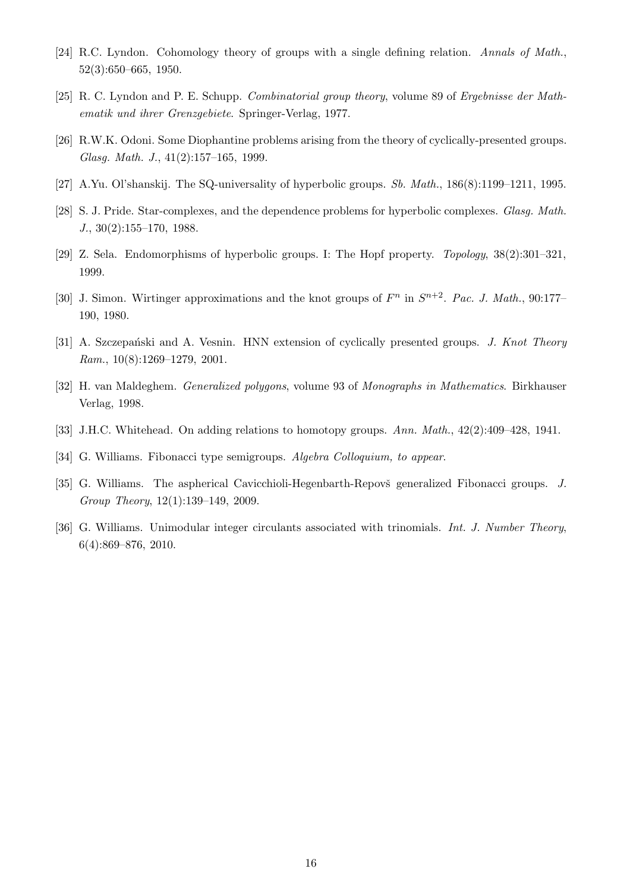[24] R.C. Lyndon. Cohomology theory of groups with a single defining relation. *Annals of Math.*, 52(3):650–665, 1950.

[25] R. C. Lyndon and P. E. Schupp. *Combinatorial group theory*, volume 89 of *Ergebnisse der Mathematik und ihrer Grenzgebiete*. Springer-Verlag, 1977.

[26] R.W.K. Odoni. Some Diophantine problems arising from the theory of cyclically-presented groups. *Glasg. Math. J.*, 41(2):157–165, 1999.

[27] A.Yu. Ol'shanskij. The SQ-universality of hyperbolic groups. *Sb. Math.*, 186(8):1199–1211, 1995.

[28] S. J. Pride. Star-complexes, and the dependence problems for hyperbolic complexes. *Glasg. Math. J.*, 30(2):155–170, 1988.

[29] Z. Sela. Endomorphisms of hyperbolic groups. I: The Hopf property. *Topology*, 38(2):301–321, 1999.

[30] J. Simon. Wirtinger approximations and the knot groups of $F^n$ in $S^{n+2}$. *Pac. J. Math.*, 90:177–190, 1980.

[31] A. Szczepański and A. Vesnin. HNN extension of cyclically presented groups. *J. Knot Theory Ram.*, 10(8):1269–1279, 2001.

[32] H. van Maldeghem. *Generalized polygons*, volume 93 of *Monographs in Mathematics*. Birkhauser Verlag, 1998.

[33] J.H.C. Whitehead. On adding relations to homotopy groups. *Ann. Math.*, 42(2):409–428, 1941.

[34] G. Williams. Fibonacci type semigroups. *Algebra Colloquium, to appear.*

[35] G. Williams. The aspherical Cavicchioli-Hegenbarth-Repovš generalized Fibonacci groups. *J. Group Theory*, 12(1):139–149, 2009.

[36] G. Williams. Unimodular integer circulants associated with trinomials. *Int. J. Number Theory*, 6(4):869–876, 2010.